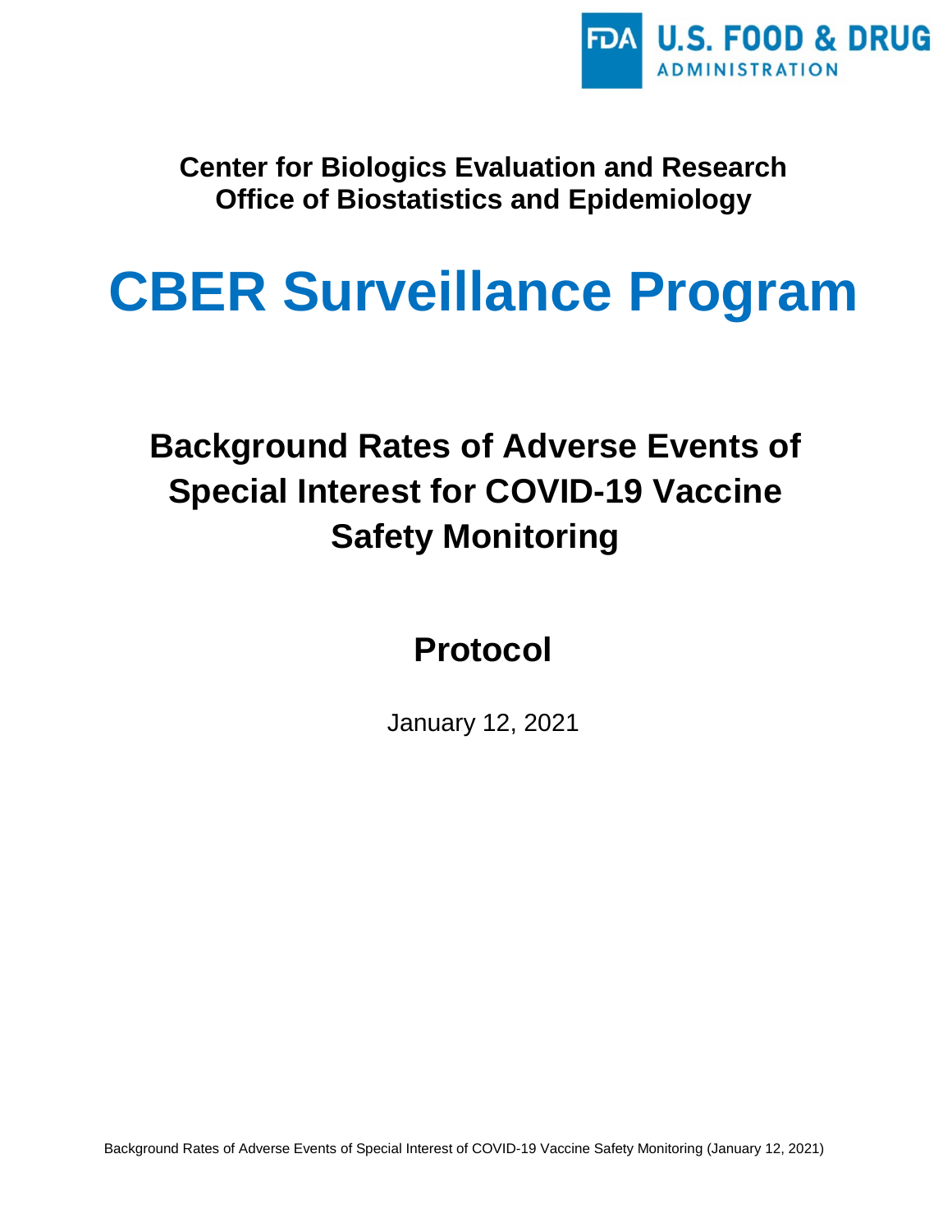U.S. FOOD & DRUG ADMINISTRATION

**Center for Biologics Evaluation and Research**
**Office of Biostatistics and Epidemiology**

# CBER Surveillance Program

## Background Rates of Adverse Events of Special Interest for COVID-19 Vaccine Safety Monitoring

## Protocol

January 12, 2021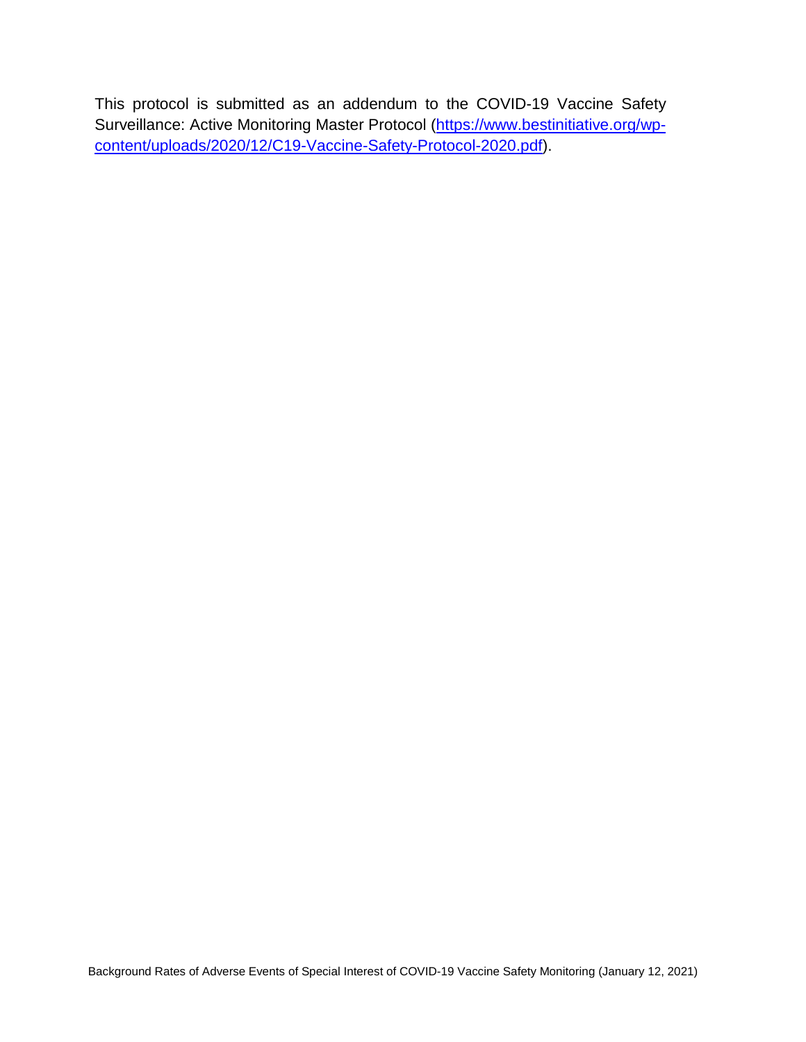This protocol is submitted as an addendum to the COVID-19 Vaccine Safety Surveillance: Active Monitoring Master Protocol ([https://www.bestinitiative.org/wp-content/uploads/2020/12/C19-Vaccine-Safety-Protocol-2020.pdf](https://www.bestinitiative.org/wp-content/uploads/2020/12/C19-Vaccine-Safety-Protocol-2020.pdf)).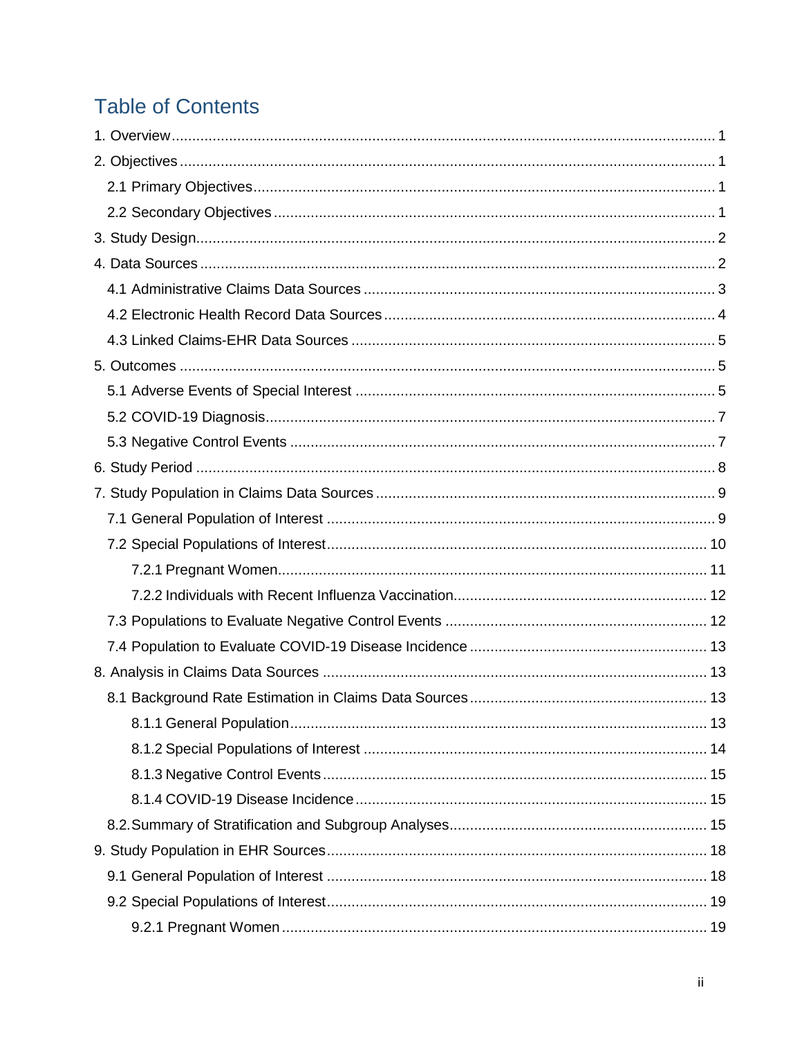# Table of Contents

1. Overview ........ 1

2. Objectives ........ 1

  2.1 Primary Objectives ........ 1

  2.2 Secondary Objectives ........ 1

3. Study Design ........ 2

4. Data Sources ........ 2

  4.1 Administrative Claims Data Sources ........ 3

  4.2 Electronic Health Record Data Sources ........ 4

  4.3 Linked Claims-EHR Data Sources ........ 5

5. Outcomes ........ 5

  5.1 Adverse Events of Special Interest ........ 5

  5.2 COVID-19 Diagnosis ........ 7

  5.3 Negative Control Events ........ 7

6. Study Period ........ 8

7. Study Population in Claims Data Sources ........ 9

  7.1 General Population of Interest ........ 9

  7.2 Special Populations of Interest ........ 10

    7.2.1 Pregnant Women ........ 11

    7.2.2 Individuals with Recent Influenza Vaccination ........ 12

  7.3 Populations to Evaluate Negative Control Events ........ 12

  7.4 Population to Evaluate COVID-19 Disease Incidence ........ 13

8. Analysis in Claims Data Sources ........ 13

  8.1 Background Rate Estimation in Claims Data Sources ........ 13

    8.1.1 General Population ........ 13

    8.1.2 Special Populations of Interest ........ 14

    8.1.3 Negative Control Events ........ 15

    8.1.4 COVID-19 Disease Incidence ........ 15

  8.2. Summary of Stratification and Subgroup Analyses ........ 15

9. Study Population in EHR Sources ........ 18

  9.1 General Population of Interest ........ 18

  9.2 Special Populations of Interest ........ 19

    9.2.1 Pregnant Women ........ 19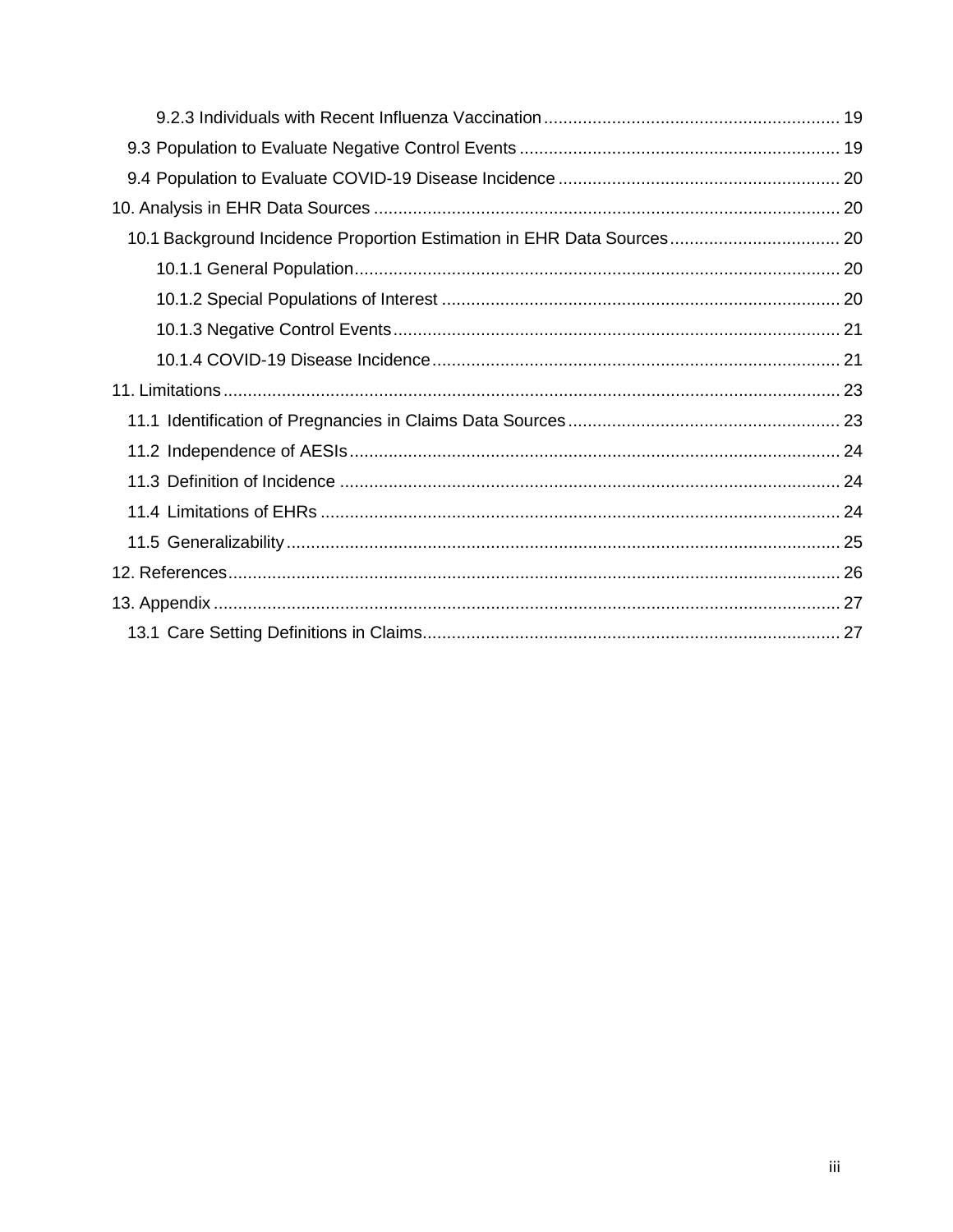- 9.2.3 Individuals with Recent Influenza Vaccination ........ 19
- 9.3 Population to Evaluate Negative Control Events ........ 19
- 9.4 Population to Evaluate COVID-19 Disease Incidence ........ 20

10. Analysis in EHR Data Sources ........ 20
- 10.1 Background Incidence Proportion Estimation in EHR Data Sources ........ 20
  - 10.1.1 General Population ........ 20
  - 10.1.2 Special Populations of Interest ........ 20
  - 10.1.3 Negative Control Events ........ 21
  - 10.1.4 COVID-19 Disease Incidence ........ 21

11. Limitations ........ 23
- 11.1 Identification of Pregnancies in Claims Data Sources ........ 23
- 11.2 Independence of AESIs ........ 24
- 11.3 Definition of Incidence ........ 24
- 11.4 Limitations of EHRs ........ 24
- 11.5 Generalizability ........ 25

12. References ........ 26

13. Appendix ........ 27
- 13.1 Care Setting Definitions in Claims ........ 27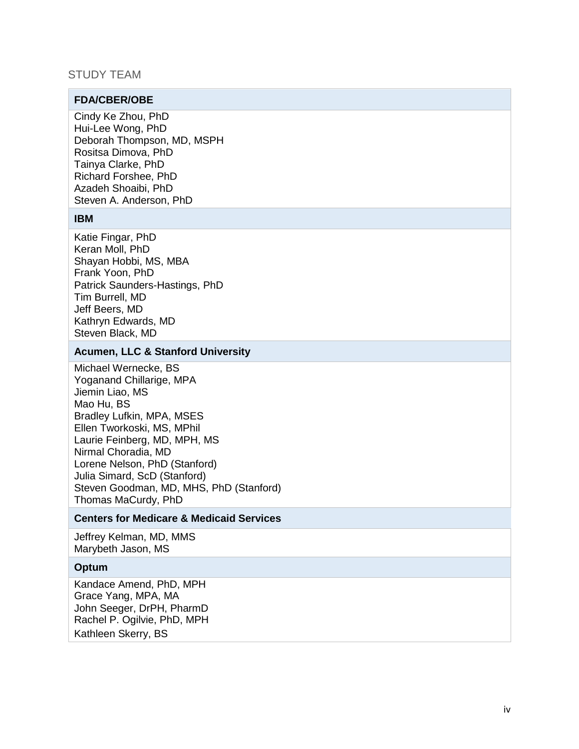## STUDY TEAM

| FDA/CBER/OBE |
|---|
| Cindy Ke Zhou, PhD<br>Hui-Lee Wong, PhD<br>Deborah Thompson, MD, MSPH<br>Rositsa Dimova, PhD<br>Tainya Clarke, PhD<br>Richard Forshee, PhD<br>Azadeh Shoaibi, PhD<br>Steven A. Anderson, PhD |
| **IBM** |
| Katie Fingar, PhD<br>Keran Moll, PhD<br>Shayan Hobbi, MS, MBA<br>Frank Yoon, PhD<br>Patrick Saunders-Hastings, PhD<br>Tim Burrell, MD<br>Jeff Beers, MD<br>Kathryn Edwards, MD<br>Steven Black, MD |
| **Acumen, LLC & Stanford University** |
| Michael Wernecke, BS<br>Yoganand Chillarige, MPA<br>Jiemin Liao, MS<br>Mao Hu, BS<br>Bradley Lufkin, MPA, MSES<br>Ellen Tworkoski, MS, MPhil<br>Laurie Feinberg, MD, MPH, MS<br>Nirmal Choradia, MD<br>Lorene Nelson, PhD (Stanford)<br>Julia Simard, ScD (Stanford)<br>Steven Goodman, MD, MHS, PhD (Stanford)<br>Thomas MaCurdy, PhD |
| **Centers for Medicare & Medicaid Services** |
| Jeffrey Kelman, MD, MMS<br>Marybeth Jason, MS |
| **Optum** |
| Kandace Amend, PhD, MPH<br>Grace Yang, MPA, MA<br>John Seeger, DrPH, PharmD<br>Rachel P. Ogilvie, PhD, MPH<br>Kathleen Skerry, BS |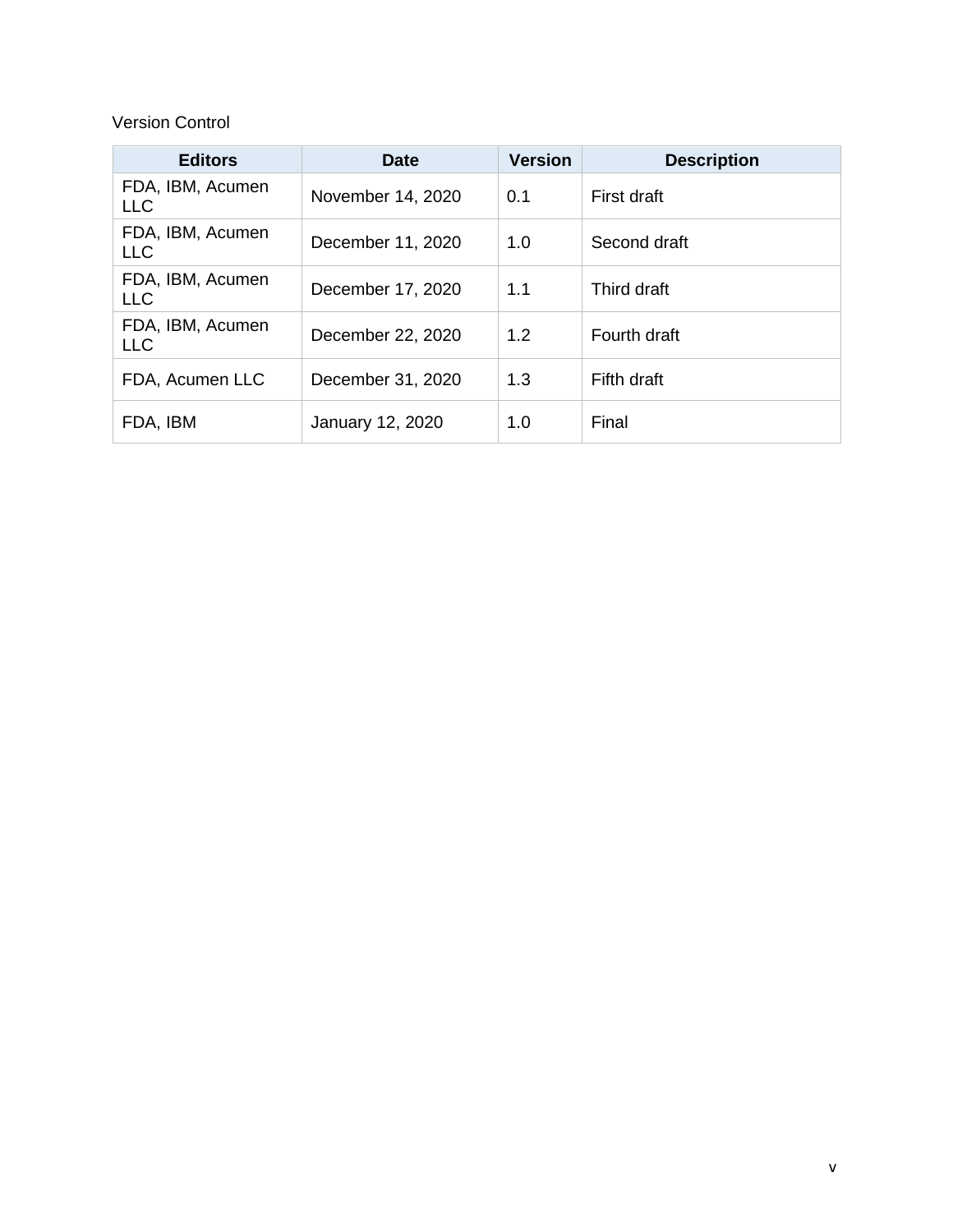Version Control

| Editors | Date | Version | Description |
| --- | --- | --- | --- |
| FDA, IBM, Acumen LLC | November 14, 2020 | 0.1 | First draft |
| FDA, IBM, Acumen LLC | December 11, 2020 | 1.0 | Second draft |
| FDA, IBM, Acumen LLC | December 17, 2020 | 1.1 | Third draft |
| FDA, IBM, Acumen LLC | December 22, 2020 | 1.2 | Fourth draft |
| FDA, Acumen LLC | December 31, 2020 | 1.3 | Fifth draft |
| FDA, IBM | January 12, 2020 | 1.0 | Final |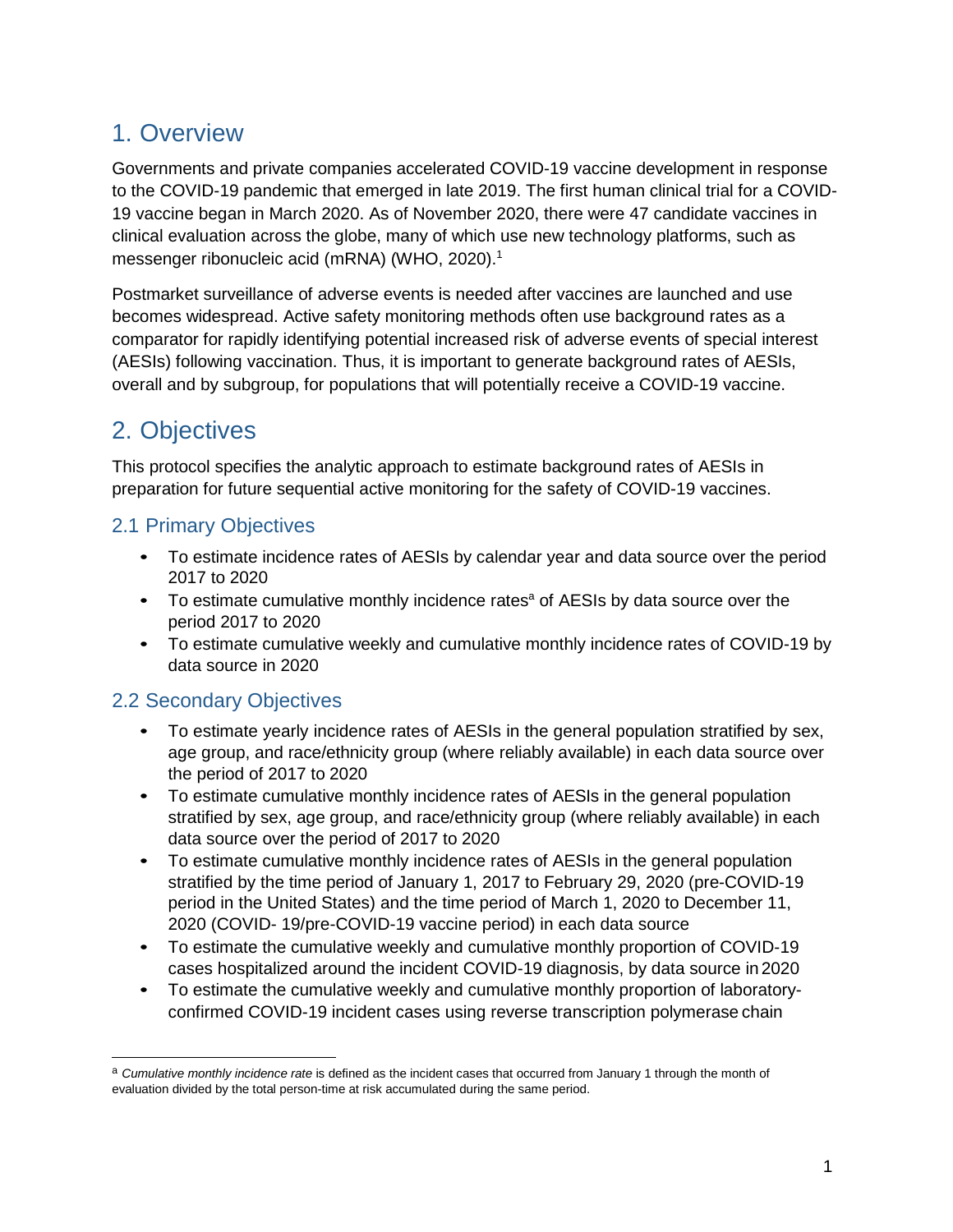# 1. Overview

Governments and private companies accelerated COVID-19 vaccine development in response to the COVID-19 pandemic that emerged in late 2019. The first human clinical trial for a COVID-19 vaccine began in March 2020. As of November 2020, there were 47 candidate vaccines in clinical evaluation across the globe, many of which use new technology platforms, such as messenger ribonucleic acid (mRNA) (WHO, 2020).[1]

Postmarket surveillance of adverse events is needed after vaccines are launched and use becomes widespread. Active safety monitoring methods often use background rates as a comparator for rapidly identifying potential increased risk of adverse events of special interest (AESIs) following vaccination. Thus, it is important to generate background rates of AESIs, overall and by subgroup, for populations that will potentially receive a COVID-19 vaccine.

# 2. Objectives

This protocol specifies the analytic approach to estimate background rates of AESIs in preparation for future sequential active monitoring for the safety of COVID-19 vaccines.

## 2.1 Primary Objectives

- To estimate incidence rates of AESIs by calendar year and data source over the period 2017 to 2020
- To estimate cumulative monthly incidence rates[a] of AESIs by data source over the period 2017 to 2020
- To estimate cumulative weekly and cumulative monthly incidence rates of COVID-19 by data source in 2020

## 2.2 Secondary Objectives

- To estimate yearly incidence rates of AESIs in the general population stratified by sex, age group, and race/ethnicity group (where reliably available) in each data source over the period of 2017 to 2020
- To estimate cumulative monthly incidence rates of AESIs in the general population stratified by sex, age group, and race/ethnicity group (where reliably available) in each data source over the period of 2017 to 2020
- To estimate cumulative monthly incidence rates of AESIs in the general population stratified by the time period of January 1, 2017 to February 29, 2020 (pre-COVID-19 period in the United States) and the time period of March 1, 2020 to December 11, 2020 (COVID- 19/pre-COVID-19 vaccine period) in each data source
- To estimate the cumulative weekly and cumulative monthly proportion of COVID-19 cases hospitalized around the incident COVID-19 diagnosis, by data source in 2020
- To estimate the cumulative weekly and cumulative monthly proportion of laboratory-confirmed COVID-19 incident cases using reverse transcription polymerase chain

[a] *Cumulative monthly incidence rate* is defined as the incident cases that occurred from January 1 through the month of evaluation divided by the total person-time at risk accumulated during the same period.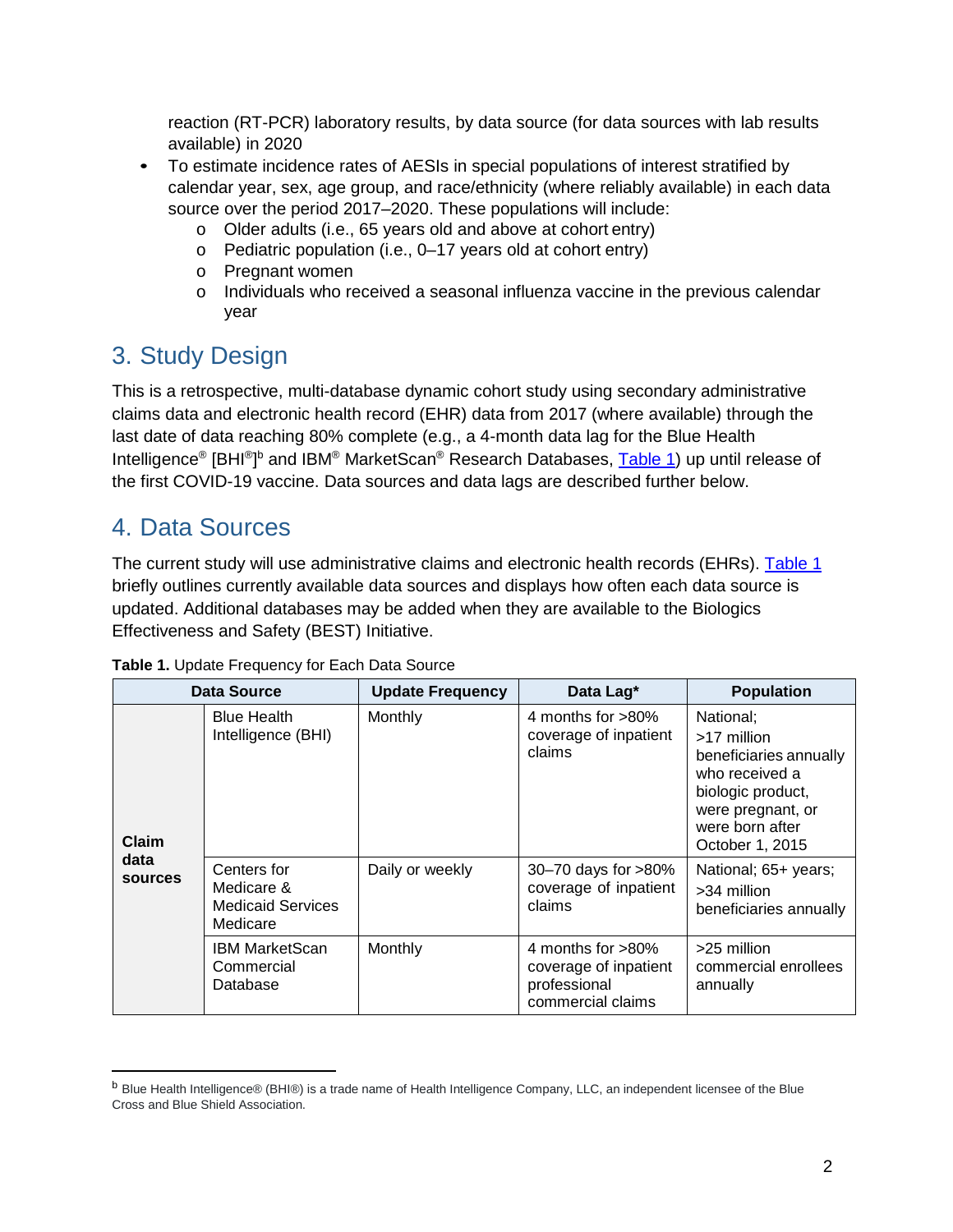reaction (RT-PCR) laboratory results, by data source (for data sources with lab results available) in 2020

- To estimate incidence rates of AESIs in special populations of interest stratified by calendar year, sex, age group, and race/ethnicity (where reliably available) in each data source over the period 2017–2020. These populations will include:
  - Older adults (i.e., 65 years old and above at cohort entry)
  - Pediatric population (i.e., 0–17 years old at cohort entry)
  - Pregnant women
  - Individuals who received a seasonal influenza vaccine in the previous calendar year

## 3. Study Design

This is a retrospective, multi-database dynamic cohort study using secondary administrative claims data and electronic health record (EHR) data from 2017 (where available) through the last date of data reaching 80% complete (e.g., a 4-month data lag for the Blue Health Intelligence® [BHI®][b] and IBM® MarketScan® Research Databases, Table 1) up until release of the first COVID-19 vaccine. Data sources and data lags are described further below.

## 4. Data Sources

The current study will use administrative claims and electronic health records (EHRs). Table 1 briefly outlines currently available data sources and displays how often each data source is updated. Additional databases may be added when they are available to the Biologics Effectiveness and Safety (BEST) Initiative.

**Table 1.** Update Frequency for Each Data Source

| Data Source | | Update Frequency | Data Lag* | Population |
|---|---|---|---|---|
| **Claim data sources** | Blue Health Intelligence (BHI) | Monthly | 4 months for >80% coverage of inpatient claims | National; >17 million beneficiaries annually who received a biologic product, were pregnant, or were born after October 1, 2015 |
| | Centers for Medicare & Medicaid Services Medicare | Daily or weekly | 30–70 days for >80% coverage of inpatient claims | National; 65+ years; >34 million beneficiaries annually |
| | IBM MarketScan Commercial Database | Monthly | 4 months for >80% coverage of inpatient professional commercial claims | >25 million commercial enrollees annually |

[b] Blue Health Intelligence® (BHI®) is a trade name of Health Intelligence Company, LLC, an independent licensee of the Blue Cross and Blue Shield Association.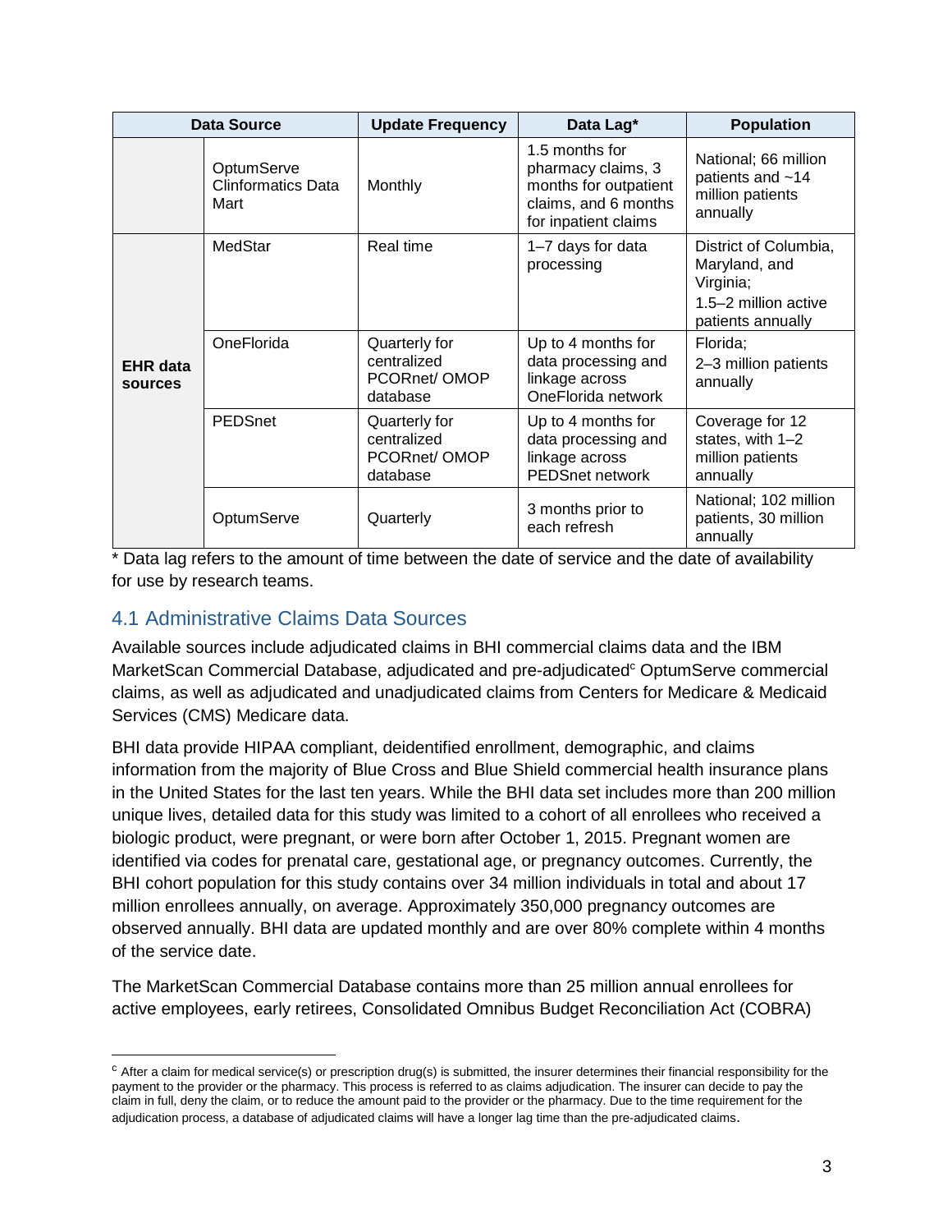| Data Source | | Update Frequency | Data Lag* | Population |
|---|---|---|---|---|
| | OptumServe Clinformatics Data Mart | Monthly | 1.5 months for pharmacy claims, 3 months for outpatient claims, and 6 months for inpatient claims | National; 66 million patients and ~14 million patients annually |
| **EHR data sources** | MedStar | Real time | 1–7 days for data processing | District of Columbia, Maryland, and Virginia; 1.5–2 million active patients annually |
| | OneFlorida | Quarterly for centralized PCORnet/ OMOP database | Up to 4 months for data processing and linkage across OneFlorida network | Florida; 2–3 million patients annually |
| | PEDSnet | Quarterly for centralized PCORnet/ OMOP database | Up to 4 months for data processing and linkage across PEDSnet network | Coverage for 12 states, with 1–2 million patients annually |
| | OptumServe | Quarterly | 3 months prior to each refresh | National; 102 million patients, 30 million annually |

* Data lag refers to the amount of time between the date of service and the date of availability for use by research teams.

## 4.1 Administrative Claims Data Sources

Available sources include adjudicated claims in BHI commercial claims data and the IBM MarketScan Commercial Database, adjudicated and pre-adjudicated[c] OptumServe commercial claims, as well as adjudicated and unadjudicated claims from Centers for Medicare & Medicaid Services (CMS) Medicare data.

BHI data provide HIPAA compliant, deidentified enrollment, demographic, and claims information from the majority of Blue Cross and Blue Shield commercial health insurance plans in the United States for the last ten years. While the BHI data set includes more than 200 million unique lives, detailed data for this study was limited to a cohort of all enrollees who received a biologic product, were pregnant, or were born after October 1, 2015. Pregnant women are identified via codes for prenatal care, gestational age, or pregnancy outcomes. Currently, the BHI cohort population for this study contains over 34 million individuals in total and about 17 million enrollees annually, on average. Approximately 350,000 pregnancy outcomes are observed annually. BHI data are updated monthly and are over 80% complete within 4 months of the service date.

The MarketScan Commercial Database contains more than 25 million annual enrollees for active employees, early retirees, Consolidated Omnibus Budget Reconciliation Act (COBRA)

---

[c] After a claim for medical service(s) or prescription drug(s) is submitted, the insurer determines their financial responsibility for the payment to the provider or the pharmacy. This process is referred to as claims adjudication. The insurer can decide to pay the claim in full, deny the claim, or to reduce the amount paid to the provider or the pharmacy. Due to the time requirement for the adjudication process, a database of adjudicated claims will have a longer lag time than the pre-adjudicated claims.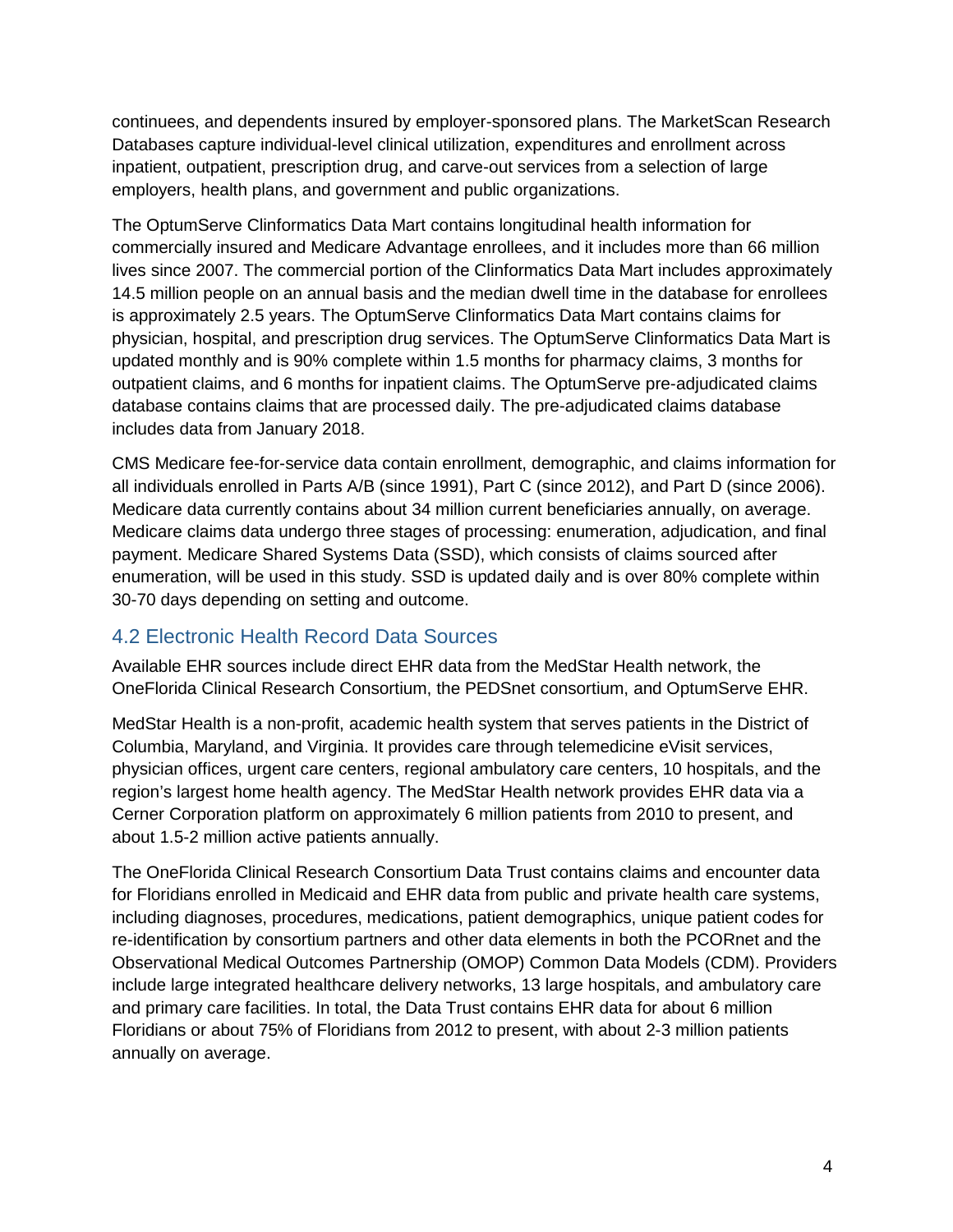continuees, and dependents insured by employer-sponsored plans. The MarketScan Research Databases capture individual-level clinical utilization, expenditures and enrollment across inpatient, outpatient, prescription drug, and carve-out services from a selection of large employers, health plans, and government and public organizations.

The OptumServe Clinformatics Data Mart contains longitudinal health information for commercially insured and Medicare Advantage enrollees, and it includes more than 66 million lives since 2007. The commercial portion of the Clinformatics Data Mart includes approximately 14.5 million people on an annual basis and the median dwell time in the database for enrollees is approximately 2.5 years. The OptumServe Clinformatics Data Mart contains claims for physician, hospital, and prescription drug services. The OptumServe Clinformatics Data Mart is updated monthly and is 90% complete within 1.5 months for pharmacy claims, 3 months for outpatient claims, and 6 months for inpatient claims. The OptumServe pre-adjudicated claims database contains claims that are processed daily. The pre-adjudicated claims database includes data from January 2018.

CMS Medicare fee-for-service data contain enrollment, demographic, and claims information for all individuals enrolled in Parts A/B (since 1991), Part C (since 2012), and Part D (since 2006). Medicare data currently contains about 34 million current beneficiaries annually, on average. Medicare claims data undergo three stages of processing: enumeration, adjudication, and final payment. Medicare Shared Systems Data (SSD), which consists of claims sourced after enumeration, will be used in this study. SSD is updated daily and is over 80% complete within 30-70 days depending on setting and outcome.

## 4.2 Electronic Health Record Data Sources

Available EHR sources include direct EHR data from the MedStar Health network, the OneFlorida Clinical Research Consortium, the PEDSnet consortium, and OptumServe EHR.

MedStar Health is a non-profit, academic health system that serves patients in the District of Columbia, Maryland, and Virginia. It provides care through telemedicine eVisit services, physician offices, urgent care centers, regional ambulatory care centers, 10 hospitals, and the region's largest home health agency. The MedStar Health network provides EHR data via a Cerner Corporation platform on approximately 6 million patients from 2010 to present, and about 1.5-2 million active patients annually.

The OneFlorida Clinical Research Consortium Data Trust contains claims and encounter data for Floridians enrolled in Medicaid and EHR data from public and private health care systems, including diagnoses, procedures, medications, patient demographics, unique patient codes for re-identification by consortium partners and other data elements in both the PCORnet and the Observational Medical Outcomes Partnership (OMOP) Common Data Models (CDM). Providers include large integrated healthcare delivery networks, 13 large hospitals, and ambulatory care and primary care facilities. In total, the Data Trust contains EHR data for about 6 million Floridians or about 75% of Floridians from 2012 to present, with about 2-3 million patients annually on average.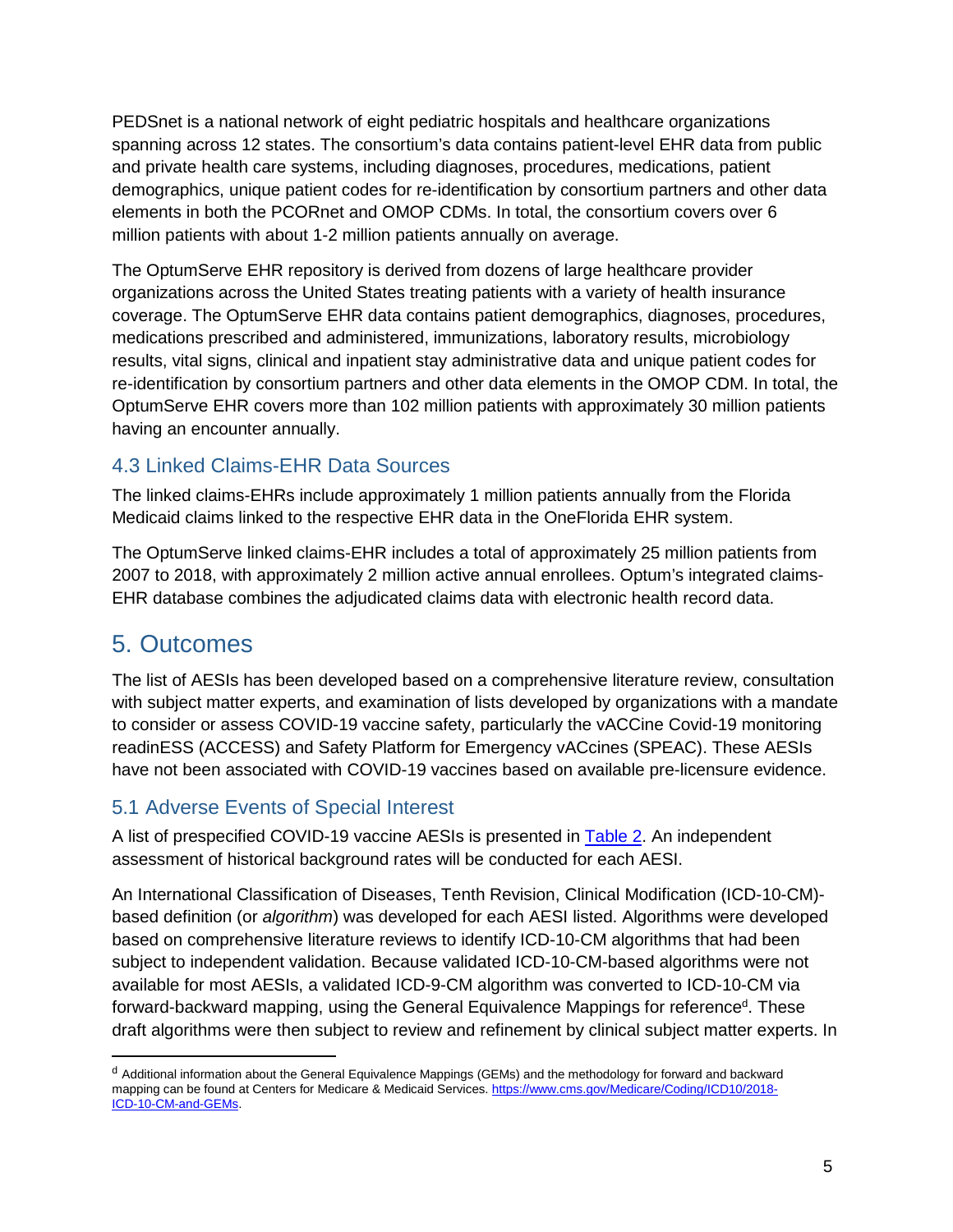PEDSnet is a national network of eight pediatric hospitals and healthcare organizations spanning across 12 states. The consortium's data contains patient-level EHR data from public and private health care systems, including diagnoses, procedures, medications, patient demographics, unique patient codes for re-identification by consortium partners and other data elements in both the PCORnet and OMOP CDMs. In total, the consortium covers over 6 million patients with about 1-2 million patients annually on average.

The OptumServe EHR repository is derived from dozens of large healthcare provider organizations across the United States treating patients with a variety of health insurance coverage. The OptumServe EHR data contains patient demographics, diagnoses, procedures, medications prescribed and administered, immunizations, laboratory results, microbiology results, vital signs, clinical and inpatient stay administrative data and unique patient codes for re-identification by consortium partners and other data elements in the OMOP CDM. In total, the OptumServe EHR covers more than 102 million patients with approximately 30 million patients having an encounter annually.

### 4.3 Linked Claims-EHR Data Sources

The linked claims-EHRs include approximately 1 million patients annually from the Florida Medicaid claims linked to the respective EHR data in the OneFlorida EHR system.

The OptumServe linked claims-EHR includes a total of approximately 25 million patients from 2007 to 2018, with approximately 2 million active annual enrollees. Optum's integrated claims-EHR database combines the adjudicated claims data with electronic health record data.

## 5. Outcomes

The list of AESIs has been developed based on a comprehensive literature review, consultation with subject matter experts, and examination of lists developed by organizations with a mandate to consider or assess COVID-19 vaccine safety, particularly the vACCine Covid-19 monitoring readinESS (ACCESS) and Safety Platform for Emergency vACcines (SPEAC). These AESIs have not been associated with COVID-19 vaccines based on available pre-licensure evidence.

### 5.1 Adverse Events of Special Interest

A list of prespecified COVID-19 vaccine AESIs is presented in Table 2. An independent assessment of historical background rates will be conducted for each AESI.

An International Classification of Diseases, Tenth Revision, Clinical Modification (ICD-10-CM)-based definition (or *algorithm*) was developed for each AESI listed. Algorithms were developed based on comprehensive literature reviews to identify ICD-10-CM algorithms that had been subject to independent validation. Because validated ICD-10-CM-based algorithms were not available for most AESIs, a validated ICD-9-CM algorithm was converted to ICD-10-CM via forward-backward mapping, using the General Equivalence Mappings for reference[d]. These draft algorithms were then subject to review and refinement by clinical subject matter experts. In

[d] Additional information about the General Equivalence Mappings (GEMs) and the methodology for forward and backward mapping can be found at Centers for Medicare & Medicaid Services. https://www.cms.gov/Medicare/Coding/ICD10/2018-ICD-10-CM-and-GEMs.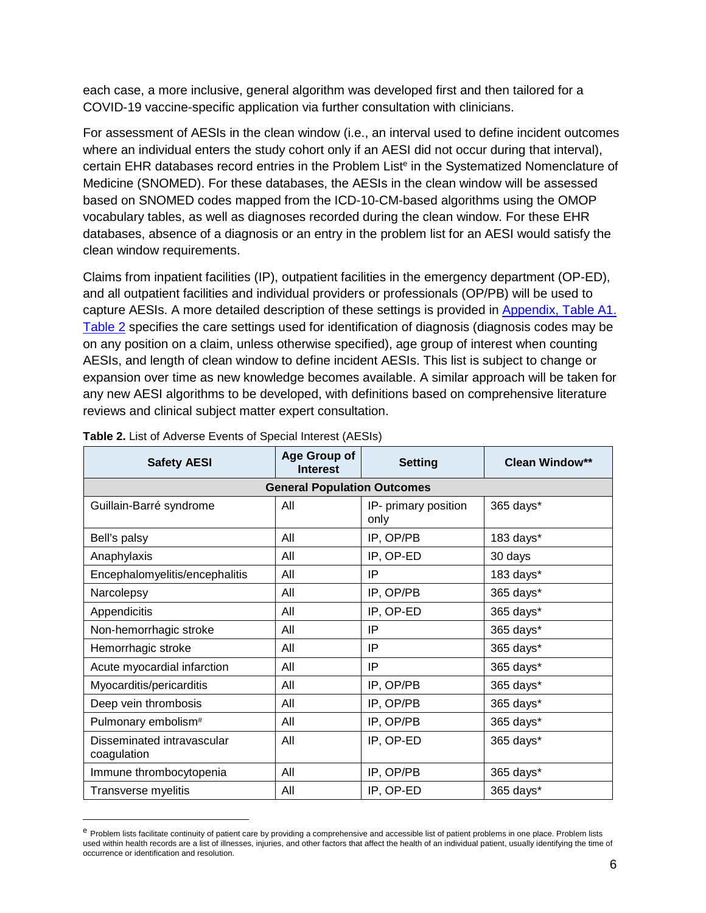each case, a more inclusive, general algorithm was developed first and then tailored for a COVID-19 vaccine-specific application via further consultation with clinicians.

For assessment of AESIs in the clean window (i.e., an interval used to define incident outcomes where an individual enters the study cohort only if an AESI did not occur during that interval), certain EHR databases record entries in the Problem List[e] in the Systematized Nomenclature of Medicine (SNOMED). For these databases, the AESIs in the clean window will be assessed based on SNOMED codes mapped from the ICD-10-CM-based algorithms using the OMOP vocabulary tables, as well as diagnoses recorded during the clean window. For these EHR databases, absence of a diagnosis or an entry in the problem list for an AESI would satisfy the clean window requirements.

Claims from inpatient facilities (IP), outpatient facilities in the emergency department (OP-ED), and all outpatient facilities and individual providers or professionals (OP/PB) will be used to capture AESIs. A more detailed description of these settings is provided in Appendix, Table A1. Table 2 specifies the care settings used for identification of diagnosis (diagnosis codes may be on any position on a claim, unless otherwise specified), age group of interest when counting AESIs, and length of clean window to define incident AESIs. This list is subject to change or expansion over time as new knowledge becomes available. A similar approach will be taken for any new AESI algorithms to be developed, with definitions based on comprehensive literature reviews and clinical subject matter expert consultation.

**Table 2.** List of Adverse Events of Special Interest (AESIs)

| Safety AESI | Age Group of Interest | Setting | Clean Window** |
|---|---|---|---|
| **General Population Outcomes** | | | |
| Guillain-Barré syndrome | All | IP- primary position only | 365 days* |
| Bell's palsy | All | IP, OP/PB | 183 days* |
| Anaphylaxis | All | IP, OP-ED | 30 days |
| Encephalomyelitis/encephalitis | All | IP | 183 days* |
| Narcolepsy | All | IP, OP/PB | 365 days* |
| Appendicitis | All | IP, OP-ED | 365 days* |
| Non-hemorrhagic stroke | All | IP | 365 days* |
| Hemorrhagic stroke | All | IP | 365 days* |
| Acute myocardial infarction | All | IP | 365 days* |
| Myocarditis/pericarditis | All | IP, OP/PB | 365 days* |
| Deep vein thrombosis | All | IP, OP/PB | 365 days* |
| Pulmonary embolism[#] | All | IP, OP/PB | 365 days* |
| Disseminated intravascular coagulation | All | IP, OP-ED | 365 days* |
| Immune thrombocytopenia | All | IP, OP/PB | 365 days* |
| Transverse myelitis | All | IP, OP-ED | 365 days* |

[e] Problem lists facilitate continuity of patient care by providing a comprehensive and accessible list of patient problems in one place. Problem lists used within health records are a list of illnesses, injuries, and other factors that affect the health of an individual patient, usually identifying the time of occurrence or identification and resolution.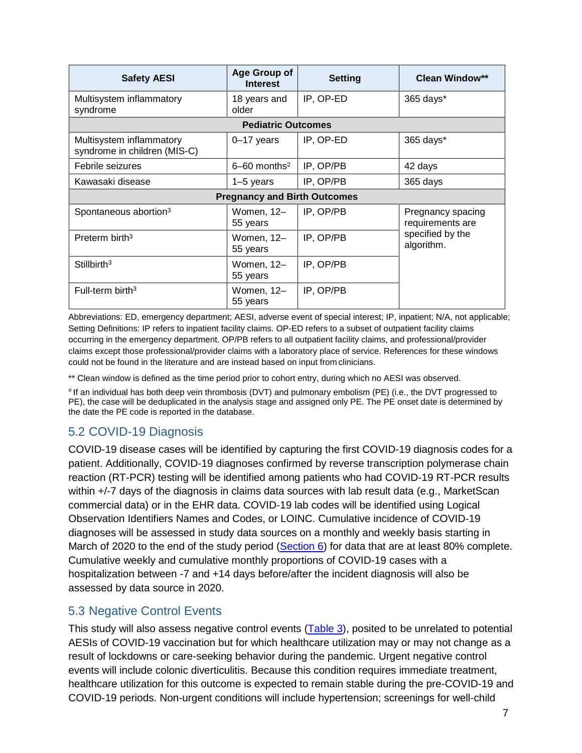| Safety AESI | Age Group of Interest | Setting | Clean Window** |
|---|---|---|---|
| Multisystem inflammatory syndrome | 18 years and older | IP, OP-ED | 365 days* |
| **Pediatric Outcomes** | | | |
| Multisystem inflammatory syndrome in children (MIS-C) | 0–17 years | IP, OP-ED | 365 days* |
| Febrile seizures | 6–60 months[2] | IP, OP/PB | 42 days |
| Kawasaki disease | 1–5 years | IP, OP/PB | 365 days |
| **Pregnancy and Birth Outcomes** | | | |
| Spontaneous abortion[3] | Women, 12–55 years | IP, OP/PB | Pregnancy spacing requirements are specified by the algorithm. |
| Preterm birth[3] | Women, 12–55 years | IP, OP/PB | |
| Stillbirth[3] | Women, 12–55 years | IP, OP/PB | |
| Full-term birth[3] | Women, 12–55 years | IP, OP/PB | |

Abbreviations: ED, emergency department; AESI, adverse event of special interest; IP, inpatient; N/A, not applicable; Setting Definitions: IP refers to inpatient facility claims. OP-ED refers to a subset of outpatient facility claims occurring in the emergency department. OP/PB refers to all outpatient facility claims, and professional/provider claims except those professional/provider claims with a laboratory place of service. References for these windows could not be found in the literature and are instead based on input from clinicians.

** Clean window is defined as the time period prior to cohort entry, during which no AESI was observed.

[#] If an individual has both deep vein thrombosis (DVT) and pulmonary embolism (PE) (i.e., the DVT progressed to PE), the case will be deduplicated in the analysis stage and assigned only PE. The PE onset date is determined by the date the PE code is reported in the database.

## 5.2 COVID-19 Diagnosis

COVID-19 disease cases will be identified by capturing the first COVID-19 diagnosis codes for a patient. Additionally, COVID-19 diagnoses confirmed by reverse transcription polymerase chain reaction (RT-PCR) testing will be identified among patients who had COVID-19 RT-PCR results within +/-7 days of the diagnosis in claims data sources with lab result data (e.g., MarketScan commercial data) or in the EHR data. COVID-19 lab codes will be identified using Logical Observation Identifiers Names and Codes, or LOINC. Cumulative incidence of COVID-19 diagnoses will be assessed in study data sources on a monthly and weekly basis starting in March of 2020 to the end of the study period (Section 6) for data that are at least 80% complete. Cumulative weekly and cumulative monthly proportions of COVID-19 cases with a hospitalization between -7 and +14 days before/after the incident diagnosis will also be assessed by data source in 2020.

## 5.3 Negative Control Events

This study will also assess negative control events (Table 3), posited to be unrelated to potential AESIs of COVID-19 vaccination but for which healthcare utilization may or may not change as a result of lockdowns or care-seeking behavior during the pandemic. Urgent negative control events will include colonic diverticulitis. Because this condition requires immediate treatment, healthcare utilization for this outcome is expected to remain stable during the pre-COVID-19 and COVID-19 periods. Non-urgent conditions will include hypertension; screenings for well-child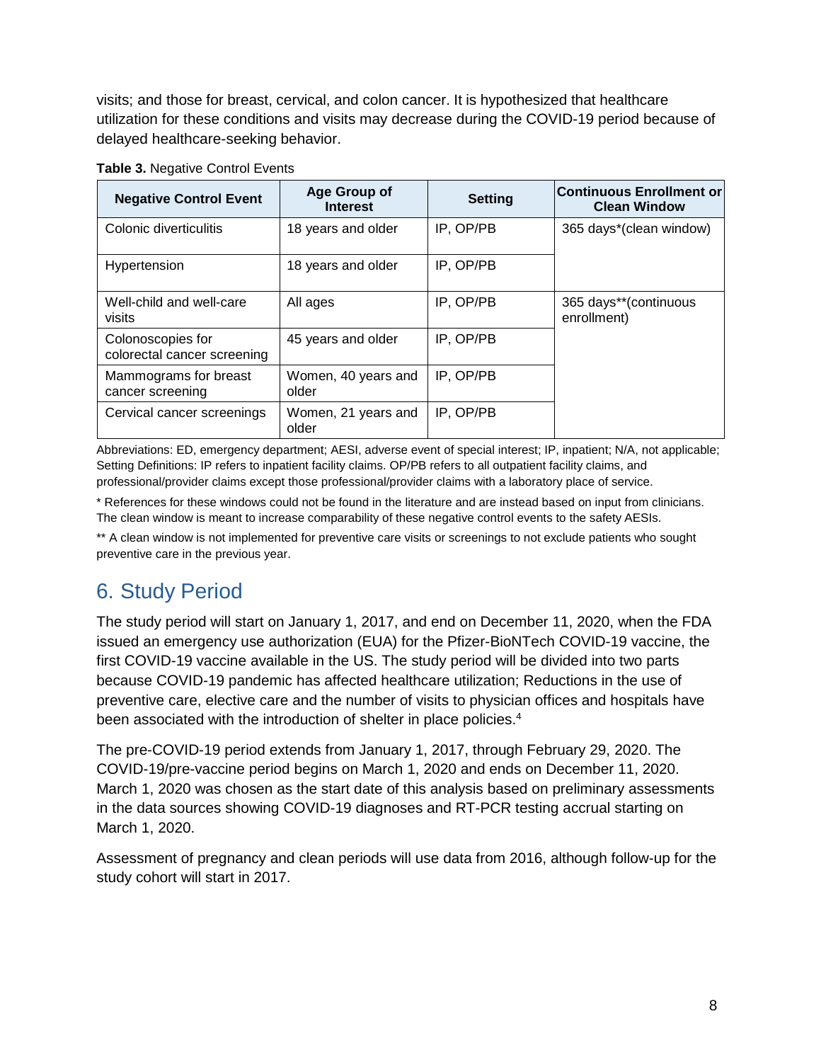visits; and those for breast, cervical, and colon cancer. It is hypothesized that healthcare utilization for these conditions and visits may decrease during the COVID-19 period because of delayed healthcare-seeking behavior.

**Table 3.** Negative Control Events

| Negative Control Event | Age Group of Interest | Setting | Continuous Enrollment or Clean Window |
|---|---|---|---|
| Colonic diverticulitis | 18 years and older | IP, OP/PB | 365 days*(clean window) |
| Hypertension | 18 years and older | IP, OP/PB | |
| Well-child and well-care visits | All ages | IP, OP/PB | 365 days**(continuous enrollment) |
| Colonoscopies for colorectal cancer screening | 45 years and older | IP, OP/PB | |
| Mammograms for breast cancer screening | Women, 40 years and older | IP, OP/PB | |
| Cervical cancer screenings | Women, 21 years and older | IP, OP/PB | |

Abbreviations: ED, emergency department; AESI, adverse event of special interest; IP, inpatient; N/A, not applicable; Setting Definitions: IP refers to inpatient facility claims. OP/PB refers to all outpatient facility claims, and professional/provider claims except those professional/provider claims with a laboratory place of service.

* References for these windows could not be found in the literature and are instead based on input from clinicians. The clean window is meant to increase comparability of these negative control events to the safety AESIs.

** A clean window is not implemented for preventive care visits or screenings to not exclude patients who sought preventive care in the previous year.

# 6. Study Period

The study period will start on January 1, 2017, and end on December 11, 2020, when the FDA issued an emergency use authorization (EUA) for the Pfizer-BioNTech COVID-19 vaccine, the first COVID-19 vaccine available in the US. The study period will be divided into two parts because COVID-19 pandemic has affected healthcare utilization; Reductions in the use of preventive care, elective care and the number of visits to physician offices and hospitals have been associated with the introduction of shelter in place policies.[4]

The pre-COVID-19 period extends from January 1, 2017, through February 29, 2020. The COVID-19/pre-vaccine period begins on March 1, 2020 and ends on December 11, 2020. March 1, 2020 was chosen as the start date of this analysis based on preliminary assessments in the data sources showing COVID-19 diagnoses and RT-PCR testing accrual starting on March 1, 2020.

Assessment of pregnancy and clean periods will use data from 2016, although follow-up for the study cohort will start in 2017.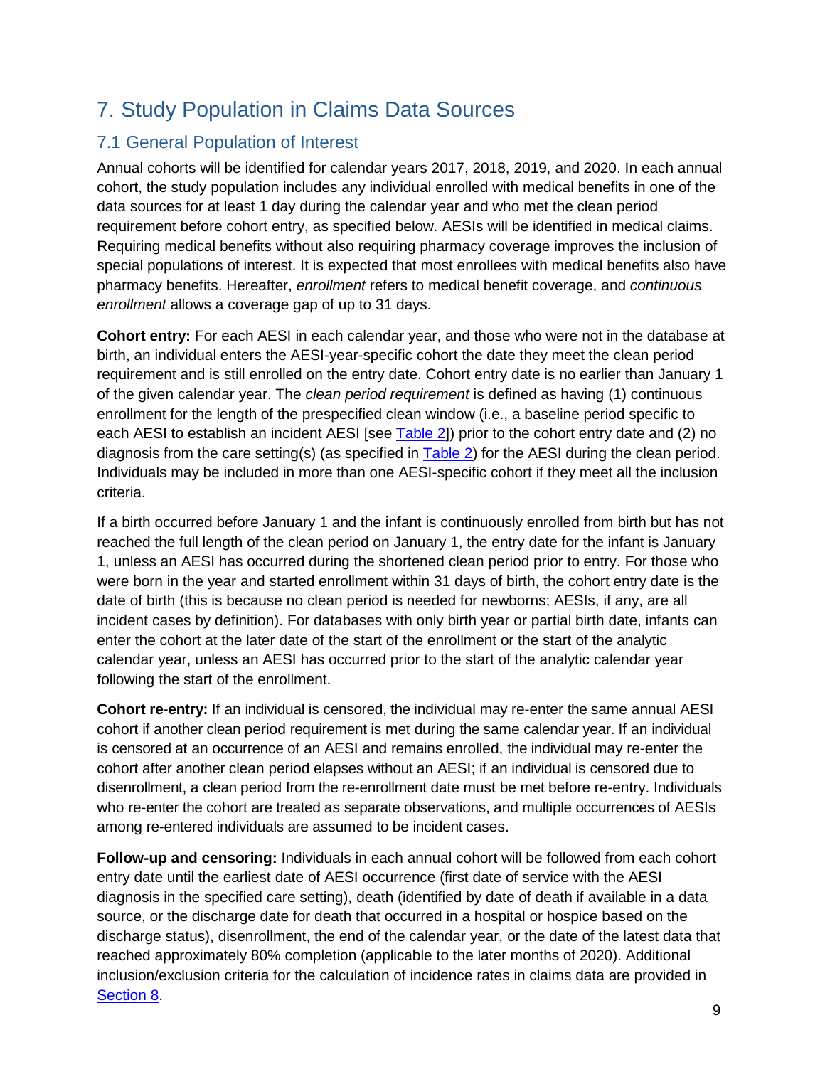# 7. Study Population in Claims Data Sources

## 7.1 General Population of Interest

Annual cohorts will be identified for calendar years 2017, 2018, 2019, and 2020. In each annual cohort, the study population includes any individual enrolled with medical benefits in one of the data sources for at least 1 day during the calendar year and who met the clean period requirement before cohort entry, as specified below. AESIs will be identified in medical claims. Requiring medical benefits without also requiring pharmacy coverage improves the inclusion of special populations of interest. It is expected that most enrollees with medical benefits also have pharmacy benefits. Hereafter, *enrollment* refers to medical benefit coverage, and *continuous enrollment* allows a coverage gap of up to 31 days.

**Cohort entry:** For each AESI in each calendar year, and those who were not in the database at birth, an individual enters the AESI-year-specific cohort the date they meet the clean period requirement and is still enrolled on the entry date. Cohort entry date is no earlier than January 1 of the given calendar year. The *clean period requirement* is defined as having (1) continuous enrollment for the length of the prespecified clean window (i.e., a baseline period specific to each AESI to establish an incident AESI [see Table 2]) prior to the cohort entry date and (2) no diagnosis from the care setting(s) (as specified in Table 2) for the AESI during the clean period. Individuals may be included in more than one AESI-specific cohort if they meet all the inclusion criteria.

If a birth occurred before January 1 and the infant is continuously enrolled from birth but has not reached the full length of the clean period on January 1, the entry date for the infant is January 1, unless an AESI has occurred during the shortened clean period prior to entry. For those who were born in the year and started enrollment within 31 days of birth, the cohort entry date is the date of birth (this is because no clean period is needed for newborns; AESIs, if any, are all incident cases by definition). For databases with only birth year or partial birth date, infants can enter the cohort at the later date of the start of the enrollment or the start of the analytic calendar year, unless an AESI has occurred prior to the start of the analytic calendar year following the start of the enrollment.

**Cohort re-entry:** If an individual is censored, the individual may re-enter the same annual AESI cohort if another clean period requirement is met during the same calendar year. If an individual is censored at an occurrence of an AESI and remains enrolled, the individual may re-enter the cohort after another clean period elapses without an AESI; if an individual is censored due to disenrollment, a clean period from the re-enrollment date must be met before re-entry. Individuals who re-enter the cohort are treated as separate observations, and multiple occurrences of AESIs among re-entered individuals are assumed to be incident cases.

**Follow-up and censoring:** Individuals in each annual cohort will be followed from each cohort entry date until the earliest date of AESI occurrence (first date of service with the AESI diagnosis in the specified care setting), death (identified by date of death if available in a data source, or the discharge date for death that occurred in a hospital or hospice based on the discharge status), disenrollment, the end of the calendar year, or the date of the latest data that reached approximately 80% completion (applicable to the later months of 2020). Additional inclusion/exclusion criteria for the calculation of incidence rates in claims data are provided in Section 8.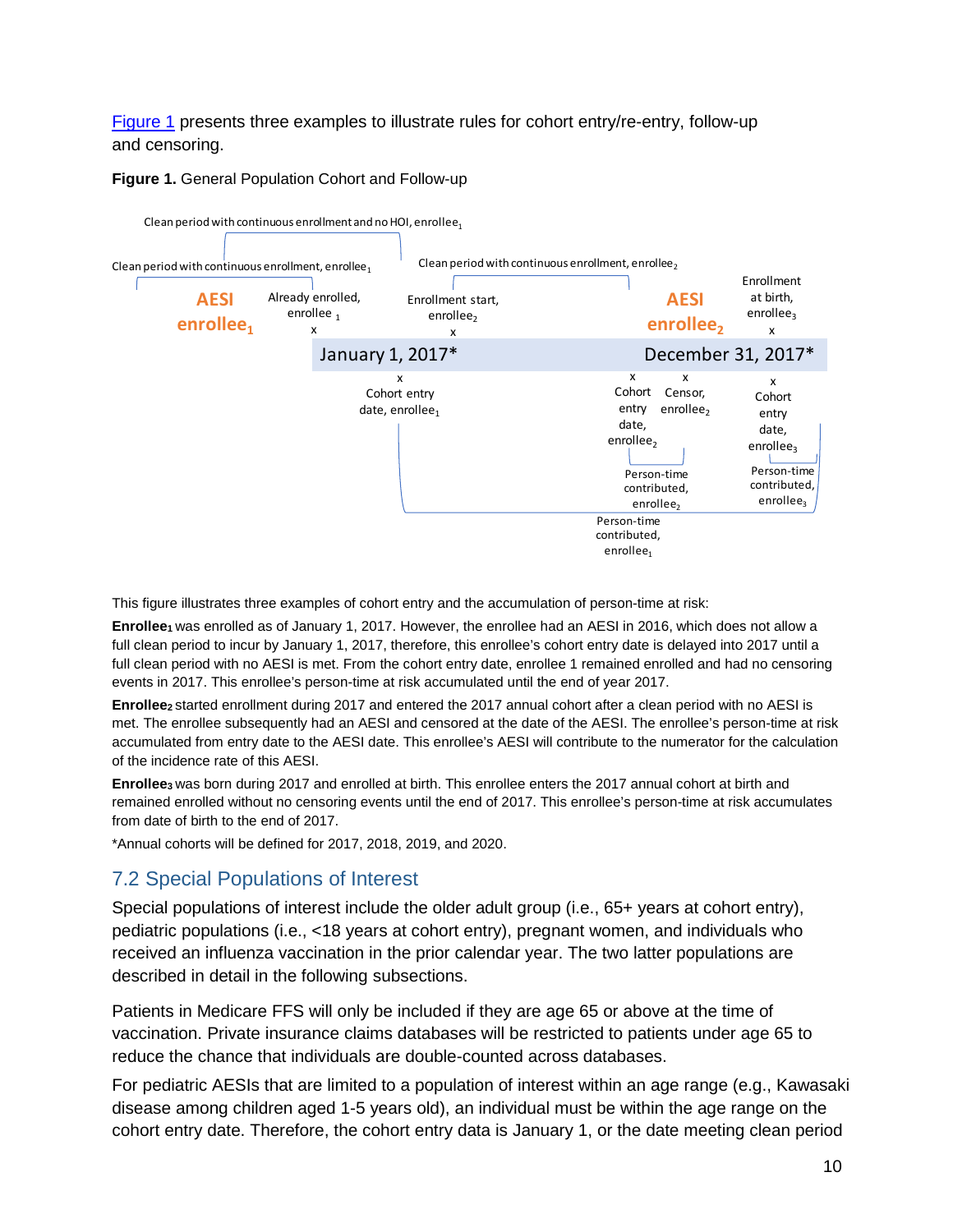Figure 1 presents three examples to illustrate rules for cohort entry/re-entry, follow-up and censoring.

**Figure 1.** General Population Cohort and Follow-up

This figure illustrates three examples of cohort entry and the accumulation of person-time at risk:

**Enrollee$_1$** was enrolled as of January 1, 2017. However, the enrollee had an AESI in 2016, which does not allow a full clean period to incur by January 1, 2017, therefore, this enrollee's cohort entry date is delayed into 2017 until a full clean period with no AESI is met. From the cohort entry date, enrollee 1 remained enrolled and had no censoring events in 2017. This enrollee's person-time at risk accumulated until the end of year 2017.

**Enrollee$_2$** started enrollment during 2017 and entered the 2017 annual cohort after a clean period with no AESI is met. The enrollee subsequently had an AESI and censored at the date of the AESI. The enrollee's person-time at risk accumulated from entry date to the AESI date. This enrollee's AESI will contribute to the numerator for the calculation of the incidence rate of this AESI.

**Enrollee$_3$** was born during 2017 and enrolled at birth. This enrollee enters the 2017 annual cohort at birth and remained enrolled without no censoring events until the end of 2017. This enrollee's person-time at risk accumulates from date of birth to the end of 2017.

*Annual cohorts will be defined for 2017, 2018, 2019, and 2020.

## 7.2 Special Populations of Interest

Special populations of interest include the older adult group (i.e., 65+ years at cohort entry), pediatric populations (i.e., <18 years at cohort entry), pregnant women, and individuals who received an influenza vaccination in the prior calendar year. The two latter populations are described in detail in the following subsections.

Patients in Medicare FFS will only be included if they are age 65 or above at the time of vaccination. Private insurance claims databases will be restricted to patients under age 65 to reduce the chance that individuals are double-counted across databases.

For pediatric AESIs that are limited to a population of interest within an age range (e.g., Kawasaki disease among children aged 1-5 years old), an individual must be within the age range on the cohort entry date. Therefore, the cohort entry data is January 1, or the date meeting clean period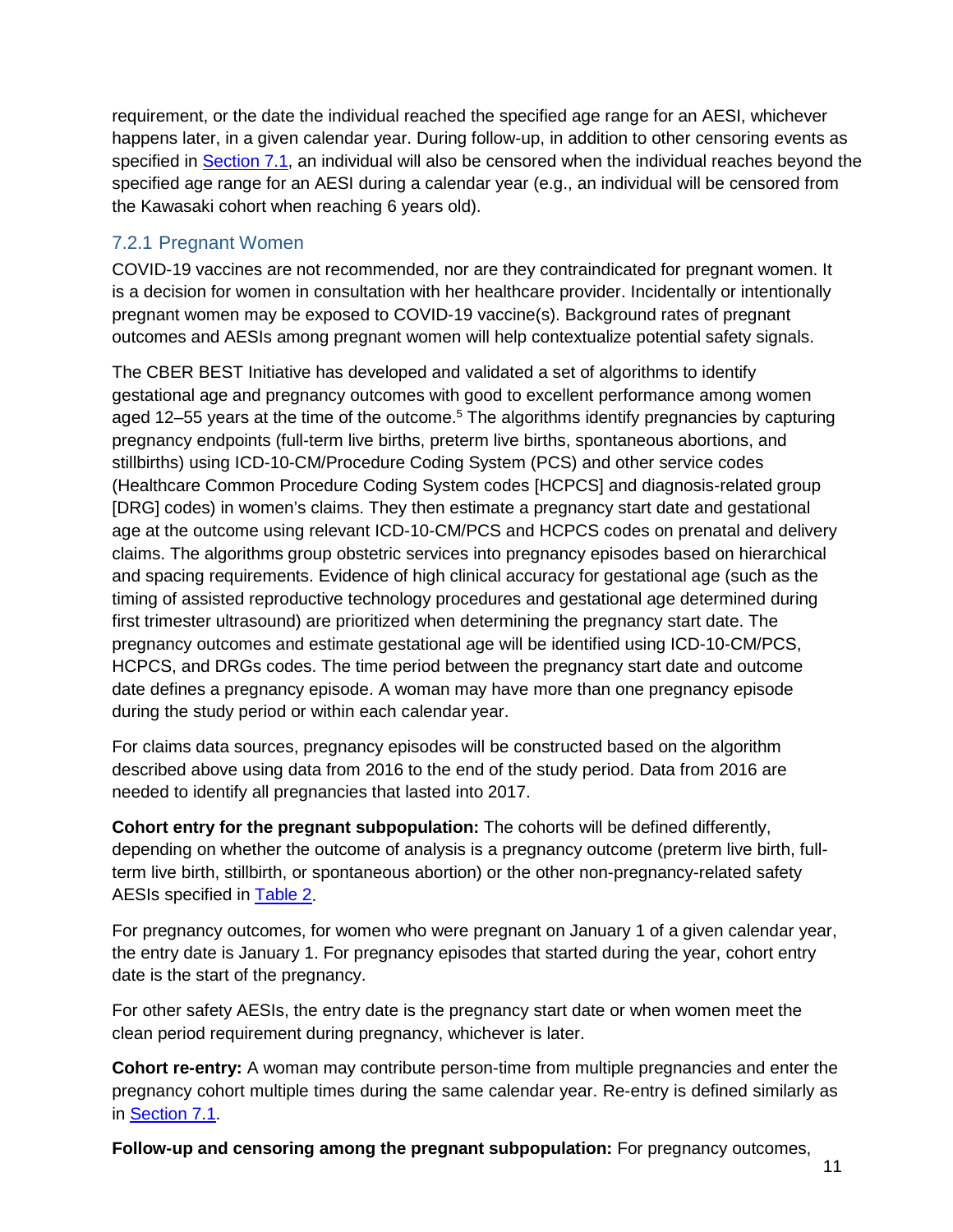requirement, or the date the individual reached the specified age range for an AESI, whichever happens later, in a given calendar year. During follow-up, in addition to other censoring events as specified in Section 7.1, an individual will also be censored when the individual reaches beyond the specified age range for an AESI during a calendar year (e.g., an individual will be censored from the Kawasaki cohort when reaching 6 years old).

### 7.2.1 Pregnant Women

COVID-19 vaccines are not recommended, nor are they contraindicated for pregnant women. It is a decision for women in consultation with her healthcare provider. Incidentally or intentionally pregnant women may be exposed to COVID-19 vaccine(s). Background rates of pregnant outcomes and AESIs among pregnant women will help contextualize potential safety signals.

The CBER BEST Initiative has developed and validated a set of algorithms to identify gestational age and pregnancy outcomes with good to excellent performance among women aged 12–55 years at the time of the outcome.[5] The algorithms identify pregnancies by capturing pregnancy endpoints (full-term live births, preterm live births, spontaneous abortions, and stillbirths) using ICD-10-CM/Procedure Coding System (PCS) and other service codes (Healthcare Common Procedure Coding System codes [HCPCS] and diagnosis-related group [DRG] codes) in women's claims. They then estimate a pregnancy start date and gestational age at the outcome using relevant ICD-10-CM/PCS and HCPCS codes on prenatal and delivery claims. The algorithms group obstetric services into pregnancy episodes based on hierarchical and spacing requirements. Evidence of high clinical accuracy for gestational age (such as the timing of assisted reproductive technology procedures and gestational age determined during first trimester ultrasound) are prioritized when determining the pregnancy start date. The pregnancy outcomes and estimate gestational age will be identified using ICD-10-CM/PCS, HCPCS, and DRGs codes. The time period between the pregnancy start date and outcome date defines a pregnancy episode. A woman may have more than one pregnancy episode during the study period or within each calendar year.

For claims data sources, pregnancy episodes will be constructed based on the algorithm described above using data from 2016 to the end of the study period. Data from 2016 are needed to identify all pregnancies that lasted into 2017.

**Cohort entry for the pregnant subpopulation:** The cohorts will be defined differently, depending on whether the outcome of analysis is a pregnancy outcome (preterm live birth, full-term live birth, stillbirth, or spontaneous abortion) or the other non-pregnancy-related safety AESIs specified in Table 2.

For pregnancy outcomes, for women who were pregnant on January 1 of a given calendar year, the entry date is January 1. For pregnancy episodes that started during the year, cohort entry date is the start of the pregnancy.

For other safety AESIs, the entry date is the pregnancy start date or when women meet the clean period requirement during pregnancy, whichever is later.

**Cohort re-entry:** A woman may contribute person-time from multiple pregnancies and enter the pregnancy cohort multiple times during the same calendar year. Re-entry is defined similarly as in Section 7.1.

**Follow-up and censoring among the pregnant subpopulation:** For pregnancy outcomes,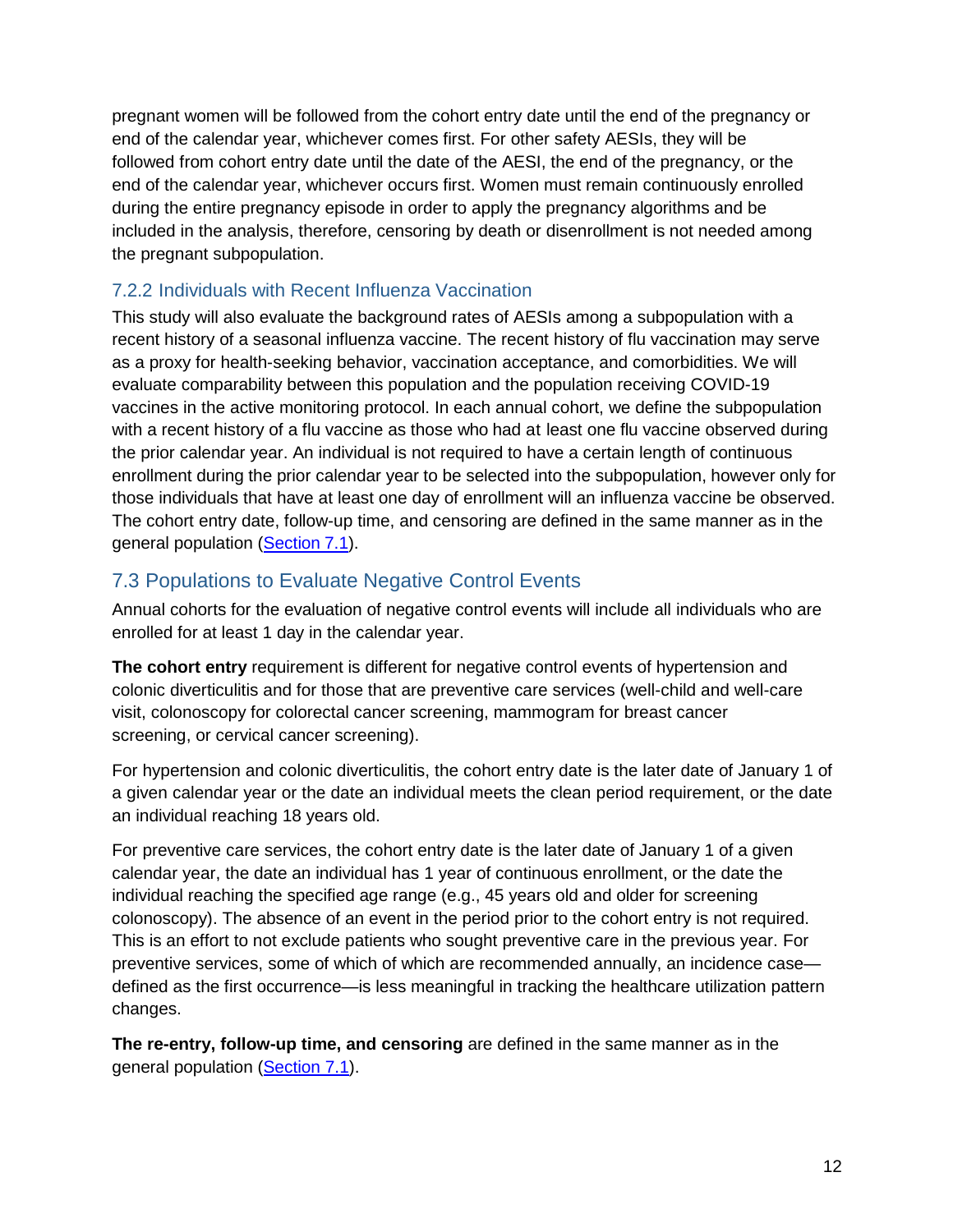pregnant women will be followed from the cohort entry date until the end of the pregnancy or end of the calendar year, whichever comes first. For other safety AESIs, they will be followed from cohort entry date until the date of the AESI, the end of the pregnancy, or the end of the calendar year, whichever occurs first. Women must remain continuously enrolled during the entire pregnancy episode in order to apply the pregnancy algorithms and be included in the analysis, therefore, censoring by death or disenrollment is not needed among the pregnant subpopulation.

### 7.2.2 Individuals with Recent Influenza Vaccination

This study will also evaluate the background rates of AESIs among a subpopulation with a recent history of a seasonal influenza vaccine. The recent history of flu vaccination may serve as a proxy for health-seeking behavior, vaccination acceptance, and comorbidities. We will evaluate comparability between this population and the population receiving COVID-19 vaccines in the active monitoring protocol. In each annual cohort, we define the subpopulation with a recent history of a flu vaccine as those who had at least one flu vaccine observed during the prior calendar year. An individual is not required to have a certain length of continuous enrollment during the prior calendar year to be selected into the subpopulation, however only for those individuals that have at least one day of enrollment will an influenza vaccine be observed. The cohort entry date, follow-up time, and censoring are defined in the same manner as in the general population (Section 7.1).

## 7.3 Populations to Evaluate Negative Control Events

Annual cohorts for the evaluation of negative control events will include all individuals who are enrolled for at least 1 day in the calendar year.

**The cohort entry** requirement is different for negative control events of hypertension and colonic diverticulitis and for those that are preventive care services (well-child and well-care visit, colonoscopy for colorectal cancer screening, mammogram for breast cancer screening, or cervical cancer screening).

For hypertension and colonic diverticulitis, the cohort entry date is the later date of January 1 of a given calendar year or the date an individual meets the clean period requirement, or the date an individual reaching 18 years old.

For preventive care services, the cohort entry date is the later date of January 1 of a given calendar year, the date an individual has 1 year of continuous enrollment, or the date the individual reaching the specified age range (e.g., 45 years old and older for screening colonoscopy). The absence of an event in the period prior to the cohort entry is not required. This is an effort to not exclude patients who sought preventive care in the previous year. For preventive services, some of which of which are recommended annually, an incidence case—defined as the first occurrence—is less meaningful in tracking the healthcare utilization pattern changes.

**The re-entry, follow-up time, and censoring** are defined in the same manner as in the general population (Section 7.1).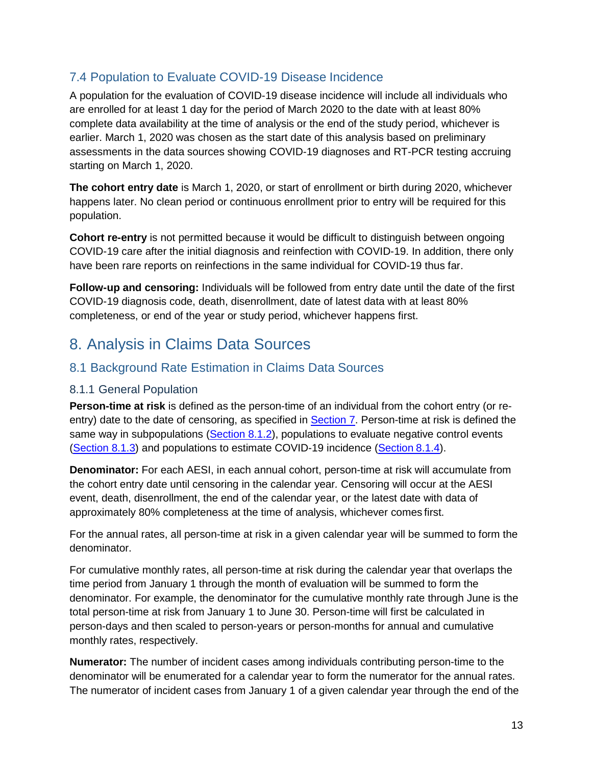### 7.4 Population to Evaluate COVID-19 Disease Incidence

A population for the evaluation of COVID-19 disease incidence will include all individuals who are enrolled for at least 1 day for the period of March 2020 to the date with at least 80% complete data availability at the time of analysis or the end of the study period, whichever is earlier. March 1, 2020 was chosen as the start date of this analysis based on preliminary assessments in the data sources showing COVID-19 diagnoses and RT-PCR testing accruing starting on March 1, 2020.

**The cohort entry date** is March 1, 2020, or start of enrollment or birth during 2020, whichever happens later. No clean period or continuous enrollment prior to entry will be required for this population.

**Cohort re-entry** is not permitted because it would be difficult to distinguish between ongoing COVID-19 care after the initial diagnosis and reinfection with COVID-19. In addition, there only have been rare reports on reinfections in the same individual for COVID-19 thus far.

**Follow-up and censoring:** Individuals will be followed from entry date until the date of the first COVID-19 diagnosis code, death, disenrollment, date of latest data with at least 80% completeness, or end of the year or study period, whichever happens first.

# 8. Analysis in Claims Data Sources

## 8.1 Background Rate Estimation in Claims Data Sources

### 8.1.1 General Population

**Person-time at risk** is defined as the person-time of an individual from the cohort entry (or re-entry) date to the date of censoring, as specified in Section 7. Person-time at risk is defined the same way in subpopulations (Section 8.1.2), populations to evaluate negative control events (Section 8.1.3) and populations to estimate COVID-19 incidence (Section 8.1.4).

**Denominator:** For each AESI, in each annual cohort, person-time at risk will accumulate from the cohort entry date until censoring in the calendar year. Censoring will occur at the AESI event, death, disenrollment, the end of the calendar year, or the latest date with data of approximately 80% completeness at the time of analysis, whichever comes first.

For the annual rates, all person-time at risk in a given calendar year will be summed to form the denominator.

For cumulative monthly rates, all person-time at risk during the calendar year that overlaps the time period from January 1 through the month of evaluation will be summed to form the denominator. For example, the denominator for the cumulative monthly rate through June is the total person-time at risk from January 1 to June 30. Person-time will first be calculated in person-days and then scaled to person-years or person-months for annual and cumulative monthly rates, respectively.

**Numerator:** The number of incident cases among individuals contributing person-time to the denominator will be enumerated for a calendar year to form the numerator for the annual rates. The numerator of incident cases from January 1 of a given calendar year through the end of the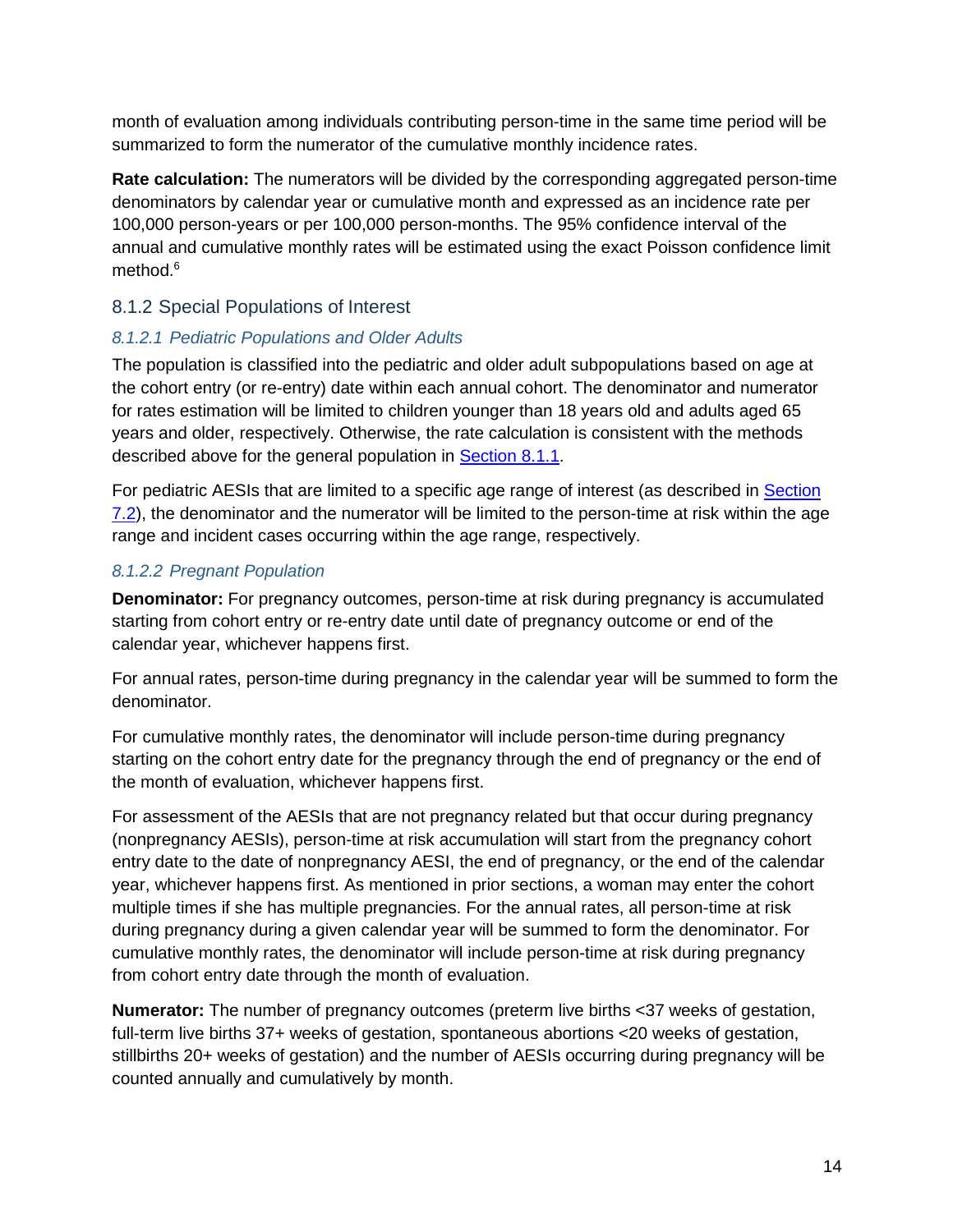month of evaluation among individuals contributing person-time in the same time period will be summarized to form the numerator of the cumulative monthly incidence rates.

**Rate calculation:** The numerators will be divided by the corresponding aggregated person-time denominators by calendar year or cumulative month and expressed as an incidence rate per 100,000 person-years or per 100,000 person-months. The 95% confidence interval of the annual and cumulative monthly rates will be estimated using the exact Poisson confidence limit method.[6]

### 8.1.2 Special Populations of Interest

#### *8.1.2.1 Pediatric Populations and Older Adults*

The population is classified into the pediatric and older adult subpopulations based on age at the cohort entry (or re-entry) date within each annual cohort. The denominator and numerator for rates estimation will be limited to children younger than 18 years old and adults aged 65 years and older, respectively. Otherwise, the rate calculation is consistent with the methods described above for the general population in Section 8.1.1.

For pediatric AESIs that are limited to a specific age range of interest (as described in Section 7.2), the denominator and the numerator will be limited to the person-time at risk within the age range and incident cases occurring within the age range, respectively.

#### *8.1.2.2 Pregnant Population*

**Denominator:** For pregnancy outcomes, person-time at risk during pregnancy is accumulated starting from cohort entry or re-entry date until date of pregnancy outcome or end of the calendar year, whichever happens first.

For annual rates, person-time during pregnancy in the calendar year will be summed to form the denominator.

For cumulative monthly rates, the denominator will include person-time during pregnancy starting on the cohort entry date for the pregnancy through the end of pregnancy or the end of the month of evaluation, whichever happens first.

For assessment of the AESIs that are not pregnancy related but that occur during pregnancy (nonpregnancy AESIs), person-time at risk accumulation will start from the pregnancy cohort entry date to the date of nonpregnancy AESI, the end of pregnancy, or the end of the calendar year, whichever happens first. As mentioned in prior sections, a woman may enter the cohort multiple times if she has multiple pregnancies. For the annual rates, all person-time at risk during pregnancy during a given calendar year will be summed to form the denominator. For cumulative monthly rates, the denominator will include person-time at risk during pregnancy from cohort entry date through the month of evaluation.

**Numerator:** The number of pregnancy outcomes (preterm live births <37 weeks of gestation, full-term live births 37+ weeks of gestation, spontaneous abortions <20 weeks of gestation, stillbirths 20+ weeks of gestation) and the number of AESIs occurring during pregnancy will be counted annually and cumulatively by month.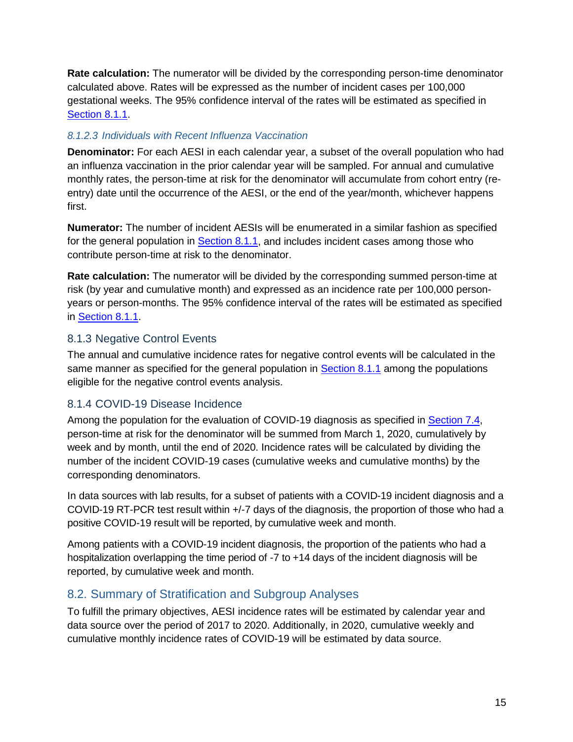**Rate calculation:** The numerator will be divided by the corresponding person-time denominator calculated above. Rates will be expressed as the number of incident cases per 100,000 gestational weeks. The 95% confidence interval of the rates will be estimated as specified in Section 8.1.1.

#### *8.1.2.3 Individuals with Recent Influenza Vaccination*

**Denominator:** For each AESI in each calendar year, a subset of the overall population who had an influenza vaccination in the prior calendar year will be sampled. For annual and cumulative monthly rates, the person-time at risk for the denominator will accumulate from cohort entry (re-entry) date until the occurrence of the AESI, or the end of the year/month, whichever happens first.

**Numerator:** The number of incident AESIs will be enumerated in a similar fashion as specified for the general population in Section 8.1.1, and includes incident cases among those who contribute person-time at risk to the denominator.

**Rate calculation:** The numerator will be divided by the corresponding summed person-time at risk (by year and cumulative month) and expressed as an incidence rate per 100,000 person-years or person-months. The 95% confidence interval of the rates will be estimated as specified in Section 8.1.1.

### 8.1.3 Negative Control Events

The annual and cumulative incidence rates for negative control events will be calculated in the same manner as specified for the general population in Section 8.1.1 among the populations eligible for the negative control events analysis.

### 8.1.4 COVID-19 Disease Incidence

Among the population for the evaluation of COVID-19 diagnosis as specified in Section 7.4, person-time at risk for the denominator will be summed from March 1, 2020, cumulatively by week and by month, until the end of 2020. Incidence rates will be calculated by dividing the number of the incident COVID-19 cases (cumulative weeks and cumulative months) by the corresponding denominators.

In data sources with lab results, for a subset of patients with a COVID-19 incident diagnosis and a COVID-19 RT-PCR test result within +/-7 days of the diagnosis, the proportion of those who had a positive COVID-19 result will be reported, by cumulative week and month.

Among patients with a COVID-19 incident diagnosis, the proportion of the patients who had a hospitalization overlapping the time period of -7 to +14 days of the incident diagnosis will be reported, by cumulative week and month.

## 8.2. Summary of Stratification and Subgroup Analyses

To fulfill the primary objectives, AESI incidence rates will be estimated by calendar year and data source over the period of 2017 to 2020. Additionally, in 2020, cumulative weekly and cumulative monthly incidence rates of COVID-19 will be estimated by data source.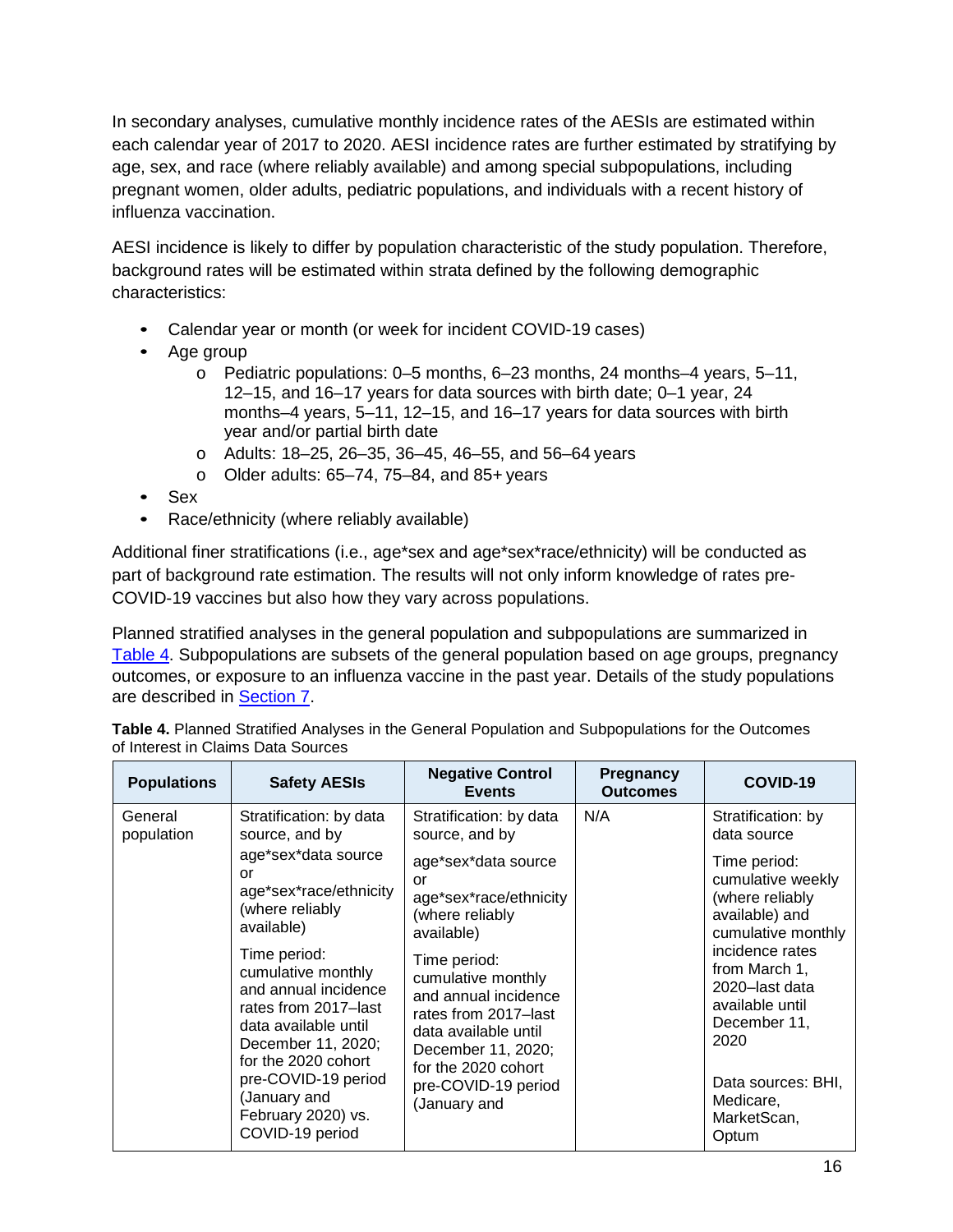In secondary analyses, cumulative monthly incidence rates of the AESIs are estimated within each calendar year of 2017 to 2020. AESI incidence rates are further estimated by stratifying by age, sex, and race (where reliably available) and among special subpopulations, including pregnant women, older adults, pediatric populations, and individuals with a recent history of influenza vaccination.

AESI incidence is likely to differ by population characteristic of the study population. Therefore, background rates will be estimated within strata defined by the following demographic characteristics:

- Calendar year or month (or week for incident COVID-19 cases)
- Age group
  - o Pediatric populations: 0–5 months, 6–23 months, 24 months–4 years, 5–11, 12–15, and 16–17 years for data sources with birth date; 0–1 year, 24 months–4 years, 5–11, 12–15, and 16–17 years for data sources with birth year and/or partial birth date
  - o Adults: 18–25, 26–35, 36–45, 46–55, and 56–64 years
  - o Older adults: 65–74, 75–84, and 85+ years
- Sex
- Race/ethnicity (where reliably available)

Additional finer stratifications (i.e., age*sex and age*sex*race/ethnicity) will be conducted as part of background rate estimation. The results will not only inform knowledge of rates pre-COVID-19 vaccines but also how they vary across populations.

Planned stratified analyses in the general population and subpopulations are summarized in Table 4. Subpopulations are subsets of the general population based on age groups, pregnancy outcomes, or exposure to an influenza vaccine in the past year. Details of the study populations are described in Section 7.

**Table 4.** Planned Stratified Analyses in the General Population and Subpopulations for the Outcomes of Interest in Claims Data Sources

| Populations | Safety AESIs | Negative Control Events | Pregnancy Outcomes | COVID-19 |
|---|---|---|---|---|
| General population | Stratification: by data source, and by age*sex*data source or age*sex*race/ethnicity (where reliably available)<br><br>Time period: cumulative monthly and annual incidence rates from 2017–last data available until December 11, 2020; for the 2020 cohort pre-COVID-19 period (January and February 2020) vs. COVID-19 period | Stratification: by data source, and by age*sex*data source or age*sex*race/ethnicity (where reliably available)<br><br>Time period: cumulative monthly and annual incidence rates from 2017–last data available until December 11, 2020; for the 2020 cohort pre-COVID-19 period (January and | N/A | Stratification: by data source<br><br>Time period: cumulative weekly (where reliably available) and cumulative monthly incidence rates from March 1, 2020–last data available until December 11, 2020<br><br>Data sources: BHI, Medicare, MarketScan, Optum |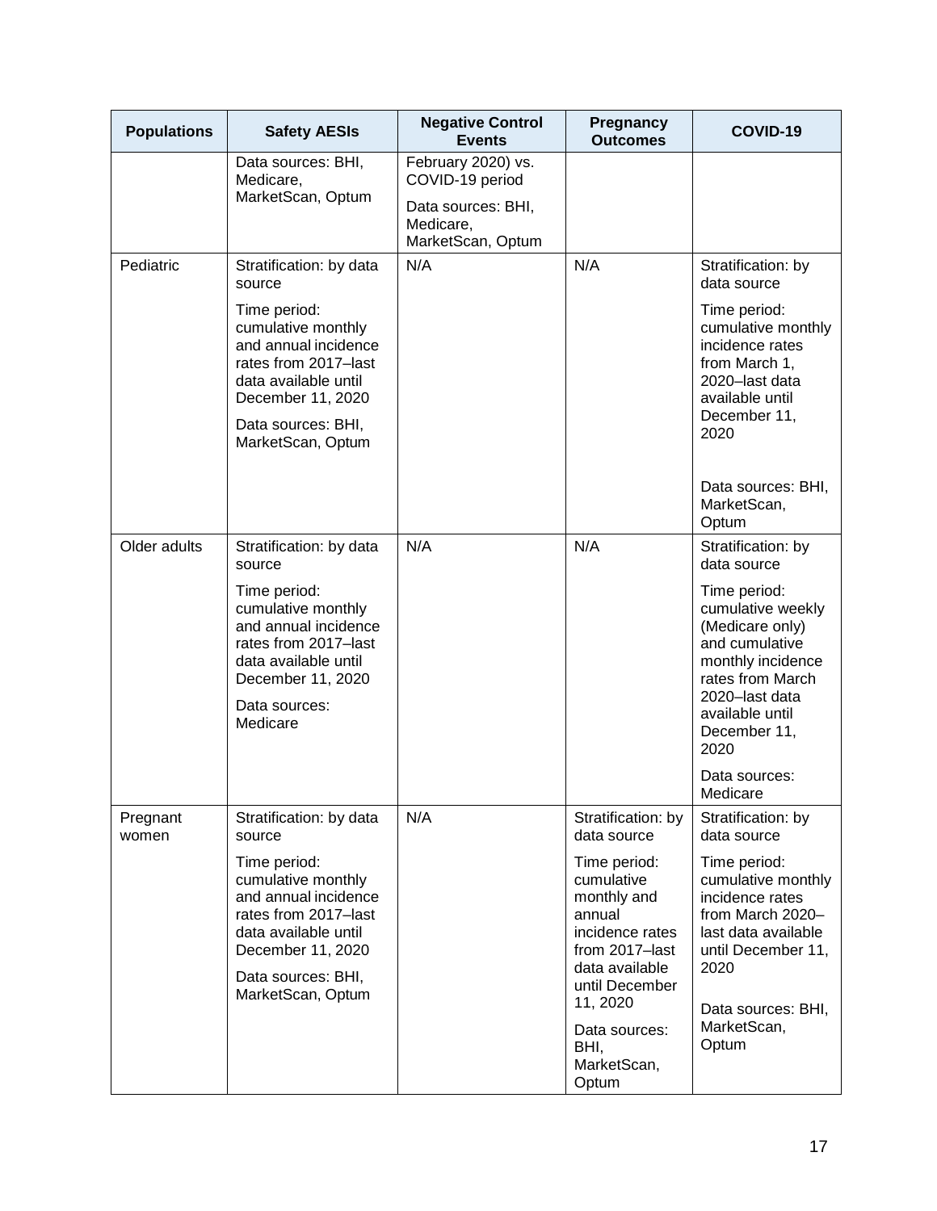| Populations | Safety AESIs | Negative Control Events | Pregnancy Outcomes | COVID-19 |
|---|---|---|---|---|
| | Data sources: BHI, Medicare, MarketScan, Optum | February 2020) vs. COVID-19 period<br><br>Data sources: BHI, Medicare, MarketScan, Optum | | |
| Pediatric | Stratification: by data source<br><br>Time period: cumulative monthly and annual incidence rates from 2017–last data available until December 11, 2020<br><br>Data sources: BHI, MarketScan, Optum | N/A | N/A | Stratification: by data source<br><br>Time period: cumulative monthly incidence rates from March 1, 2020–last data available until December 11, 2020<br><br>Data sources: BHI, MarketScan, Optum |
| Older adults | Stratification: by data source<br><br>Time period: cumulative monthly and annual incidence rates from 2017–last data available until December 11, 2020<br><br>Data sources: Medicare | N/A | N/A | Stratification: by data source<br><br>Time period: cumulative weekly (Medicare only) and cumulative monthly incidence rates from March 2020–last data available until December 11, 2020<br><br>Data sources: Medicare |
| Pregnant women | Stratification: by data source<br><br>Time period: cumulative monthly and annual incidence rates from 2017–last data available until December 11, 2020<br><br>Data sources: BHI, MarketScan, Optum | N/A | Stratification: by data source<br><br>Time period: cumulative monthly and annual incidence rates from 2017–last data available until December 11, 2020<br><br>Data sources: BHI, MarketScan, Optum | Stratification: by data source<br><br>Time period: cumulative monthly incidence rates from March 2020–last data available until December 11, 2020<br><br>Data sources: BHI, MarketScan, Optum |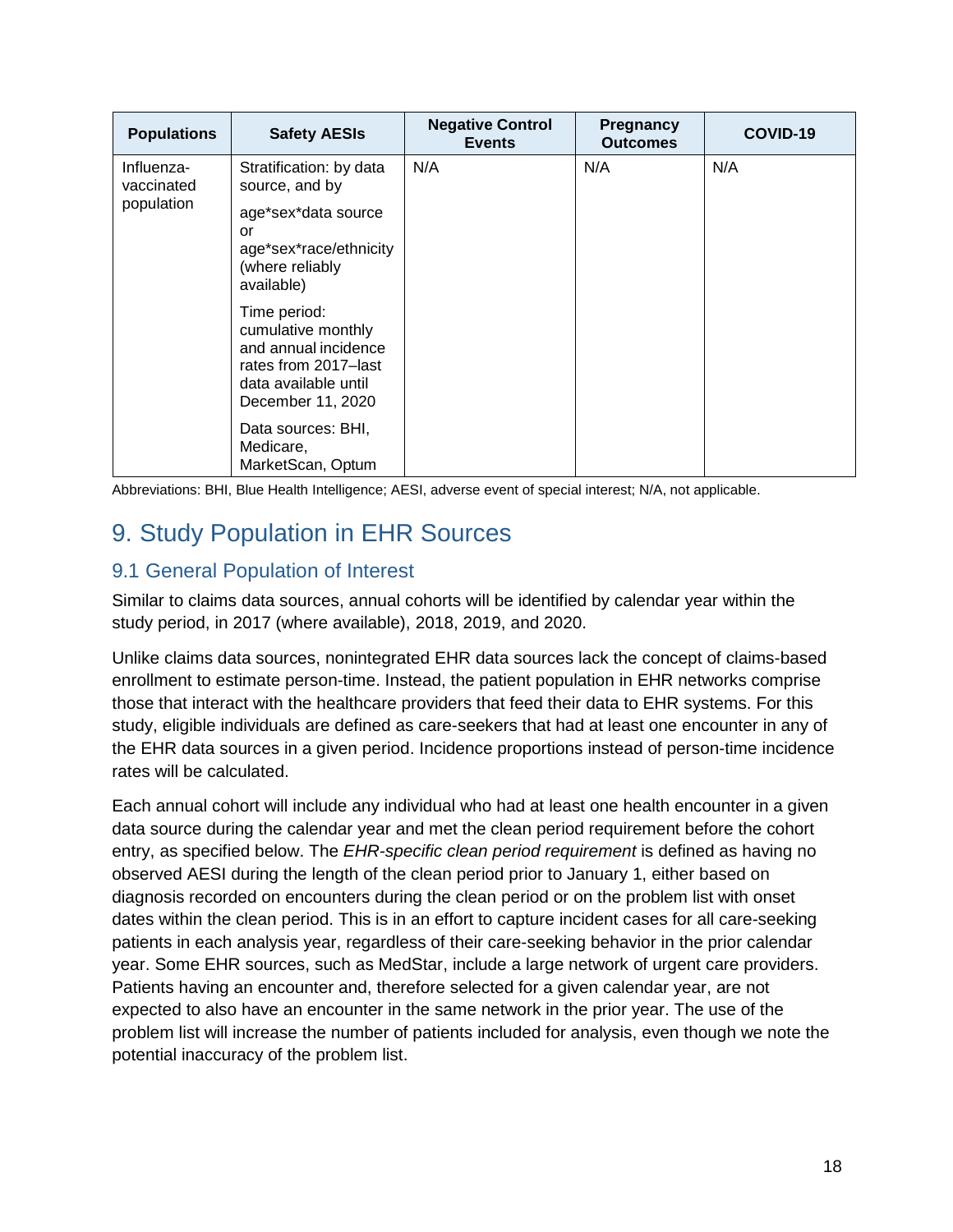| Populations | Safety AESIs | Negative Control Events | Pregnancy Outcomes | COVID-19 |
|---|---|---|---|---|
| Influenza-vaccinated population | Stratification: by data source, and by<br><br>age*sex*data source or age*sex*race/ethnicity (where reliably available)<br><br>Time period: cumulative monthly and annual incidence rates from 2017–last data available until December 11, 2020<br><br>Data sources: BHI, Medicare, MarketScan, Optum | N/A | N/A | N/A |

Abbreviations: BHI, Blue Health Intelligence; AESI, adverse event of special interest; N/A, not applicable.

# 9. Study Population in EHR Sources

## 9.1 General Population of Interest

Similar to claims data sources, annual cohorts will be identified by calendar year within the study period, in 2017 (where available), 2018, 2019, and 2020.

Unlike claims data sources, nonintegrated EHR data sources lack the concept of claims-based enrollment to estimate person-time. Instead, the patient population in EHR networks comprise those that interact with the healthcare providers that feed their data to EHR systems. For this study, eligible individuals are defined as care-seekers that had at least one encounter in any of the EHR data sources in a given period. Incidence proportions instead of person-time incidence rates will be calculated.

Each annual cohort will include any individual who had at least one health encounter in a given data source during the calendar year and met the clean period requirement before the cohort entry, as specified below. The *EHR-specific clean period requirement* is defined as having no observed AESI during the length of the clean period prior to January 1, either based on diagnosis recorded on encounters during the clean period or on the problem list with onset dates within the clean period. This is in an effort to capture incident cases for all care-seeking patients in each analysis year, regardless of their care-seeking behavior in the prior calendar year. Some EHR sources, such as MedStar, include a large network of urgent care providers. Patients having an encounter and, therefore selected for a given calendar year, are not expected to also have an encounter in the same network in the prior year. The use of the problem list will increase the number of patients included for analysis, even though we note the potential inaccuracy of the problem list.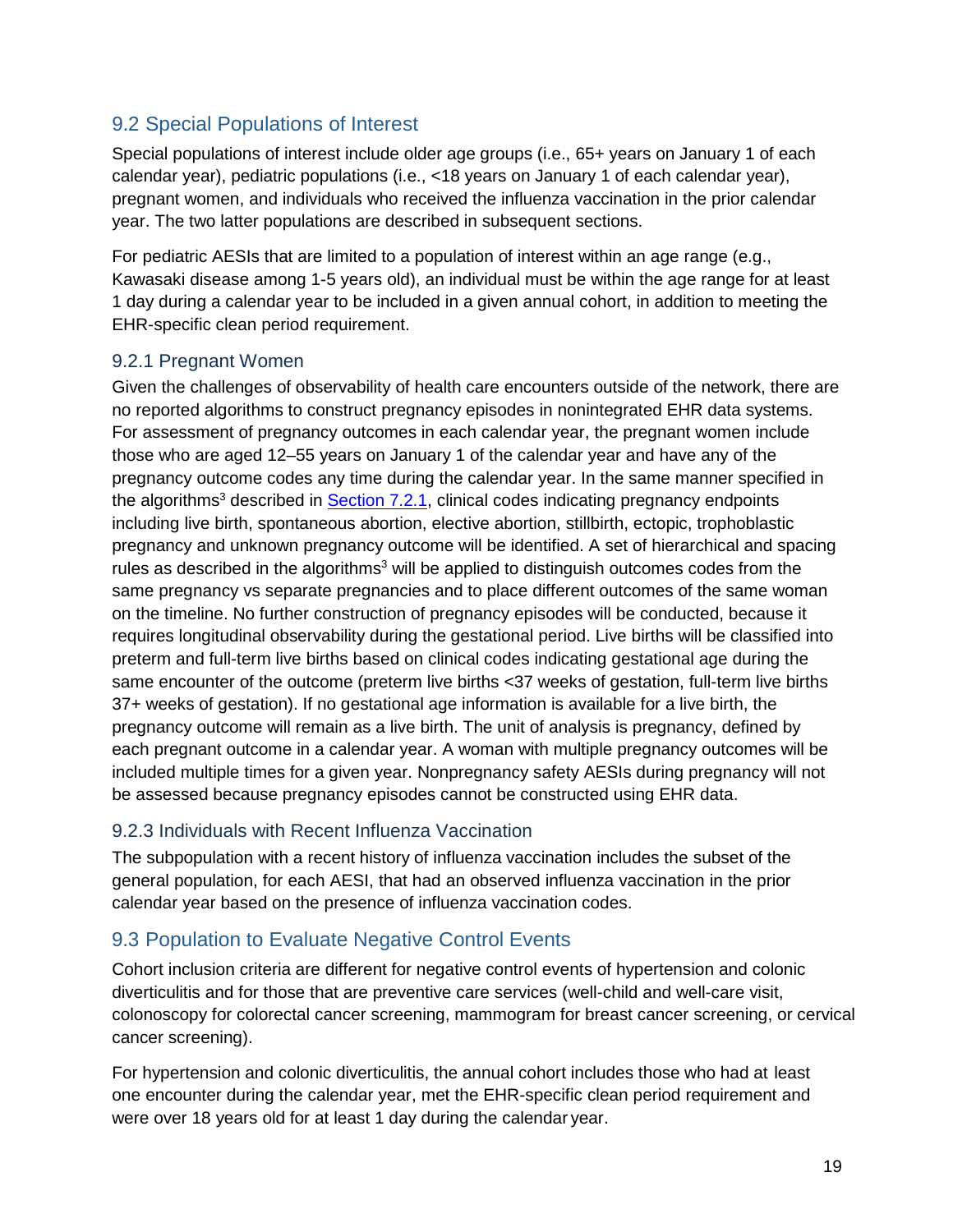## 9.2 Special Populations of Interest

Special populations of interest include older age groups (i.e., 65+ years on January 1 of each calendar year), pediatric populations (i.e., <18 years on January 1 of each calendar year), pregnant women, and individuals who received the influenza vaccination in the prior calendar year. The two latter populations are described in subsequent sections.

For pediatric AESIs that are limited to a population of interest within an age range (e.g., Kawasaki disease among 1-5 years old), an individual must be within the age range for at least 1 day during a calendar year to be included in a given annual cohort, in addition to meeting the EHR-specific clean period requirement.

### 9.2.1 Pregnant Women

Given the challenges of observability of health care encounters outside of the network, there are no reported algorithms to construct pregnancy episodes in nonintegrated EHR data systems. For assessment of pregnancy outcomes in each calendar year, the pregnant women include those who are aged 12–55 years on January 1 of the calendar year and have any of the pregnancy outcome codes any time during the calendar year. In the same manner specified in the algorithms[3] described in Section 7.2.1, clinical codes indicating pregnancy endpoints including live birth, spontaneous abortion, elective abortion, stillbirth, ectopic, trophoblastic pregnancy and unknown pregnancy outcome will be identified. A set of hierarchical and spacing rules as described in the algorithms[3] will be applied to distinguish outcomes codes from the same pregnancy vs separate pregnancies and to place different outcomes of the same woman on the timeline. No further construction of pregnancy episodes will be conducted, because it requires longitudinal observability during the gestational period. Live births will be classified into preterm and full-term live births based on clinical codes indicating gestational age during the same encounter of the outcome (preterm live births <37 weeks of gestation, full-term live births 37+ weeks of gestation). If no gestational age information is available for a live birth, the pregnancy outcome will remain as a live birth. The unit of analysis is pregnancy, defined by each pregnant outcome in a calendar year. A woman with multiple pregnancy outcomes will be included multiple times for a given year. Nonpregnancy safety AESIs during pregnancy will not be assessed because pregnancy episodes cannot be constructed using EHR data.

### 9.2.3 Individuals with Recent Influenza Vaccination

The subpopulation with a recent history of influenza vaccination includes the subset of the general population, for each AESI, that had an observed influenza vaccination in the prior calendar year based on the presence of influenza vaccination codes.

## 9.3 Population to Evaluate Negative Control Events

Cohort inclusion criteria are different for negative control events of hypertension and colonic diverticulitis and for those that are preventive care services (well-child and well-care visit, colonoscopy for colorectal cancer screening, mammogram for breast cancer screening, or cervical cancer screening).

For hypertension and colonic diverticulitis, the annual cohort includes those who had at least one encounter during the calendar year, met the EHR-specific clean period requirement and were over 18 years old for at least 1 day during the calendar year.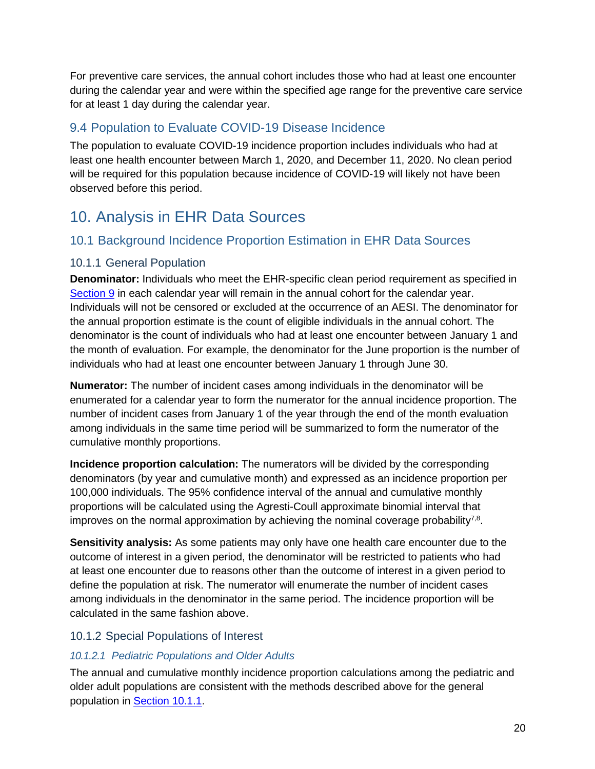For preventive care services, the annual cohort includes those who had at least one encounter during the calendar year and were within the specified age range for the preventive care service for at least 1 day during the calendar year.

## 9.4 Population to Evaluate COVID-19 Disease Incidence

The population to evaluate COVID-19 incidence proportion includes individuals who had at least one health encounter between March 1, 2020, and December 11, 2020. No clean period will be required for this population because incidence of COVID-19 will likely not have been observed before this period.

# 10. Analysis in EHR Data Sources

## 10.1 Background Incidence Proportion Estimation in EHR Data Sources

### 10.1.1 General Population

**Denominator:** Individuals who meet the EHR-specific clean period requirement as specified in Section 9 in each calendar year will remain in the annual cohort for the calendar year. Individuals will not be censored or excluded at the occurrence of an AESI. The denominator for the annual proportion estimate is the count of eligible individuals in the annual cohort. The denominator is the count of individuals who had at least one encounter between January 1 and the month of evaluation. For example, the denominator for the June proportion is the number of individuals who had at least one encounter between January 1 through June 30.

**Numerator:** The number of incident cases among individuals in the denominator will be enumerated for a calendar year to form the numerator for the annual incidence proportion. The number of incident cases from January 1 of the year through the end of the month evaluation among individuals in the same time period will be summarized to form the numerator of the cumulative monthly proportions.

**Incidence proportion calculation:** The numerators will be divided by the corresponding denominators (by year and cumulative month) and expressed as an incidence proportion per 100,000 individuals. The 95% confidence interval of the annual and cumulative monthly proportions will be calculated using the Agresti-Coull approximate binomial interval that improves on the normal approximation by achieving the nominal coverage probability[7,8].

**Sensitivity analysis:** As some patients may only have one health care encounter due to the outcome of interest in a given period, the denominator will be restricted to patients who had at least one encounter due to reasons other than the outcome of interest in a given period to define the population at risk. The numerator will enumerate the number of incident cases among individuals in the denominator in the same period. The incidence proportion will be calculated in the same fashion above.

### 10.1.2 Special Populations of Interest

#### *10.1.2.1 Pediatric Populations and Older Adults*

The annual and cumulative monthly incidence proportion calculations among the pediatric and older adult populations are consistent with the methods described above for the general population in Section 10.1.1.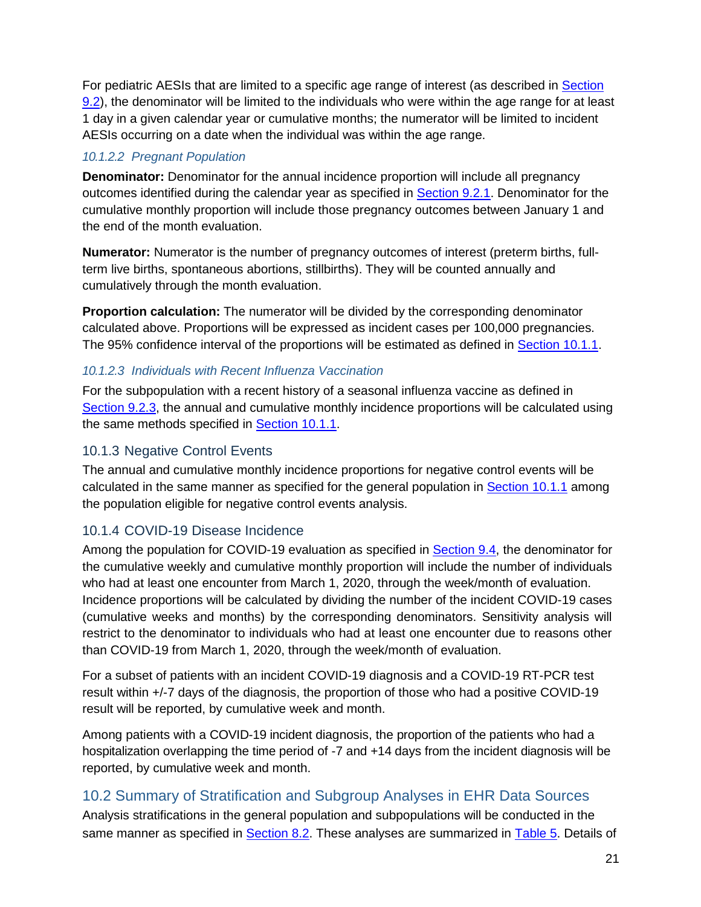For pediatric AESIs that are limited to a specific age range of interest (as described in Section 9.2), the denominator will be limited to the individuals who were within the age range for at least 1 day in a given calendar year or cumulative months; the numerator will be limited to incident AESIs occurring on a date when the individual was within the age range.

#### *10.1.2.2 Pregnant Population*

**Denominator:** Denominator for the annual incidence proportion will include all pregnancy outcomes identified during the calendar year as specified in Section 9.2.1. Denominator for the cumulative monthly proportion will include those pregnancy outcomes between January 1 and the end of the month evaluation.

**Numerator:** Numerator is the number of pregnancy outcomes of interest (preterm births, full-term live births, spontaneous abortions, stillbirths). They will be counted annually and cumulatively through the month evaluation.

**Proportion calculation:** The numerator will be divided by the corresponding denominator calculated above. Proportions will be expressed as incident cases per 100,000 pregnancies. The 95% confidence interval of the proportions will be estimated as defined in Section 10.1.1.

#### *10.1.2.3 Individuals with Recent Influenza Vaccination*

For the subpopulation with a recent history of a seasonal influenza vaccine as defined in Section 9.2.3, the annual and cumulative monthly incidence proportions will be calculated using the same methods specified in Section 10.1.1.

### 10.1.3 Negative Control Events

The annual and cumulative monthly incidence proportions for negative control events will be calculated in the same manner as specified for the general population in Section 10.1.1 among the population eligible for negative control events analysis.

### 10.1.4 COVID-19 Disease Incidence

Among the population for COVID-19 evaluation as specified in Section 9.4, the denominator for the cumulative weekly and cumulative monthly proportion will include the number of individuals who had at least one encounter from March 1, 2020, through the week/month of evaluation. Incidence proportions will be calculated by dividing the number of the incident COVID-19 cases (cumulative weeks and months) by the corresponding denominators. Sensitivity analysis will restrict to the denominator to individuals who had at least one encounter due to reasons other than COVID-19 from March 1, 2020, through the week/month of evaluation.

For a subset of patients with an incident COVID-19 diagnosis and a COVID-19 RT-PCR test result within +/-7 days of the diagnosis, the proportion of those who had a positive COVID-19 result will be reported, by cumulative week and month.

Among patients with a COVID-19 incident diagnosis, the proportion of the patients who had a hospitalization overlapping the time period of -7 and +14 days from the incident diagnosis will be reported, by cumulative week and month.

## 10.2 Summary of Stratification and Subgroup Analyses in EHR Data Sources

Analysis stratifications in the general population and subpopulations will be conducted in the same manner as specified in Section 8.2. These analyses are summarized in Table 5. Details of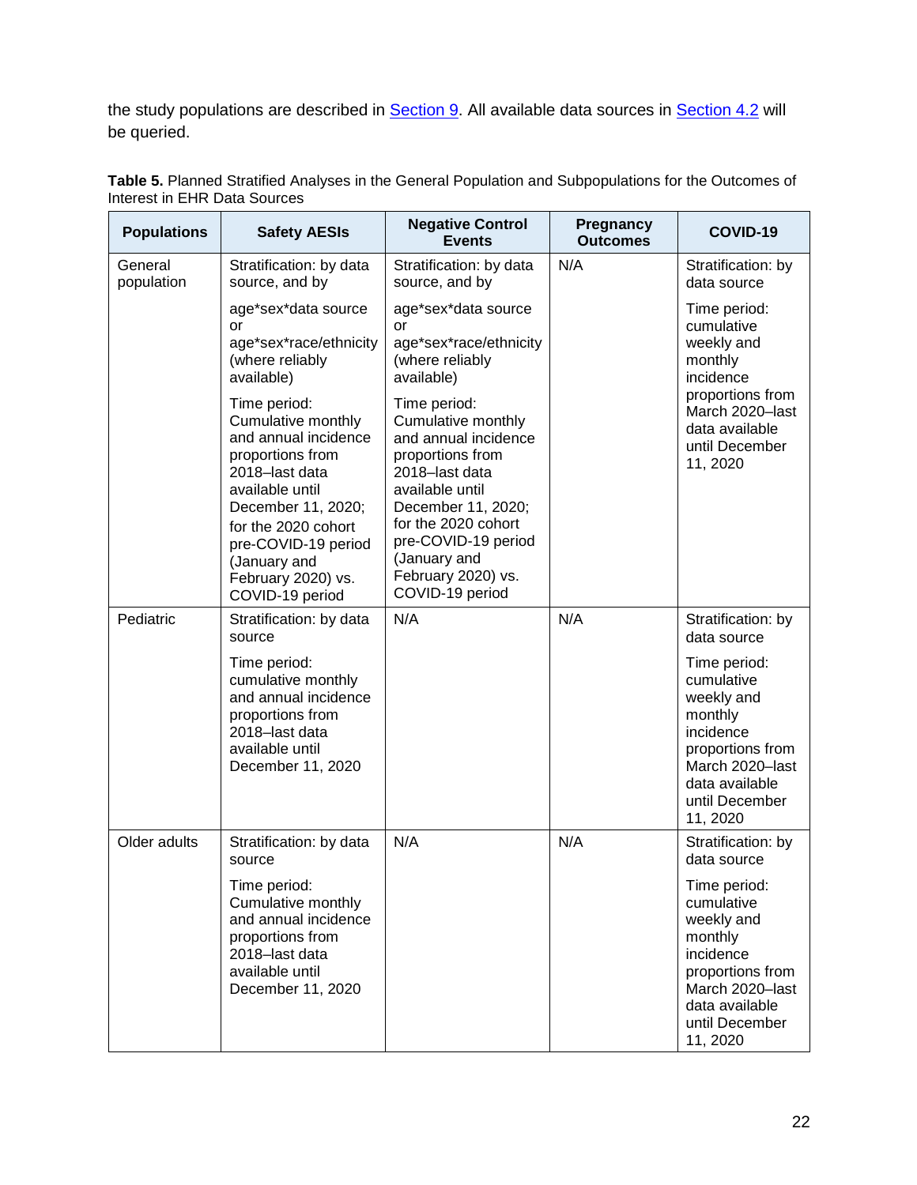the study populations are described in Section 9. All available data sources in Section 4.2 will be queried.

**Table 5.** Planned Stratified Analyses in the General Population and Subpopulations for the Outcomes of Interest in EHR Data Sources

| Populations | Safety AESIs | Negative Control Events | Pregnancy Outcomes | COVID-19 |
|---|---|---|---|---|
| General population | Stratification: by data source, and by<br><br>age*sex*data source or age*sex*race/ethnicity (where reliably available)<br><br>Time period: Cumulative monthly and annual incidence proportions from 2018–last data available until December 11, 2020; for the 2020 cohort pre-COVID-19 period (January and February 2020) vs. COVID-19 period | Stratification: by data source, and by<br><br>age*sex*data source or age*sex*race/ethnicity (where reliably available)<br><br>Time period: Cumulative monthly and annual incidence proportions from 2018–last data available until December 11, 2020; for the 2020 cohort pre-COVID-19 period (January and February 2020) vs. COVID-19 period | N/A | Stratification: by data source<br><br>Time period: cumulative weekly and monthly incidence proportions from March 2020–last data available until December 11, 2020 |
| Pediatric | Stratification: by data source<br><br>Time period: cumulative monthly and annual incidence proportions from 2018–last data available until December 11, 2020 | N/A | N/A | Stratification: by data source<br><br>Time period: cumulative weekly and monthly incidence proportions from March 2020–last data available until December 11, 2020 |
| Older adults | Stratification: by data source<br><br>Time period: Cumulative monthly and annual incidence proportions from 2018–last data available until December 11, 2020 | N/A | N/A | Stratification: by data source<br><br>Time period: cumulative weekly and monthly incidence proportions from March 2020–last data available until December 11, 2020 |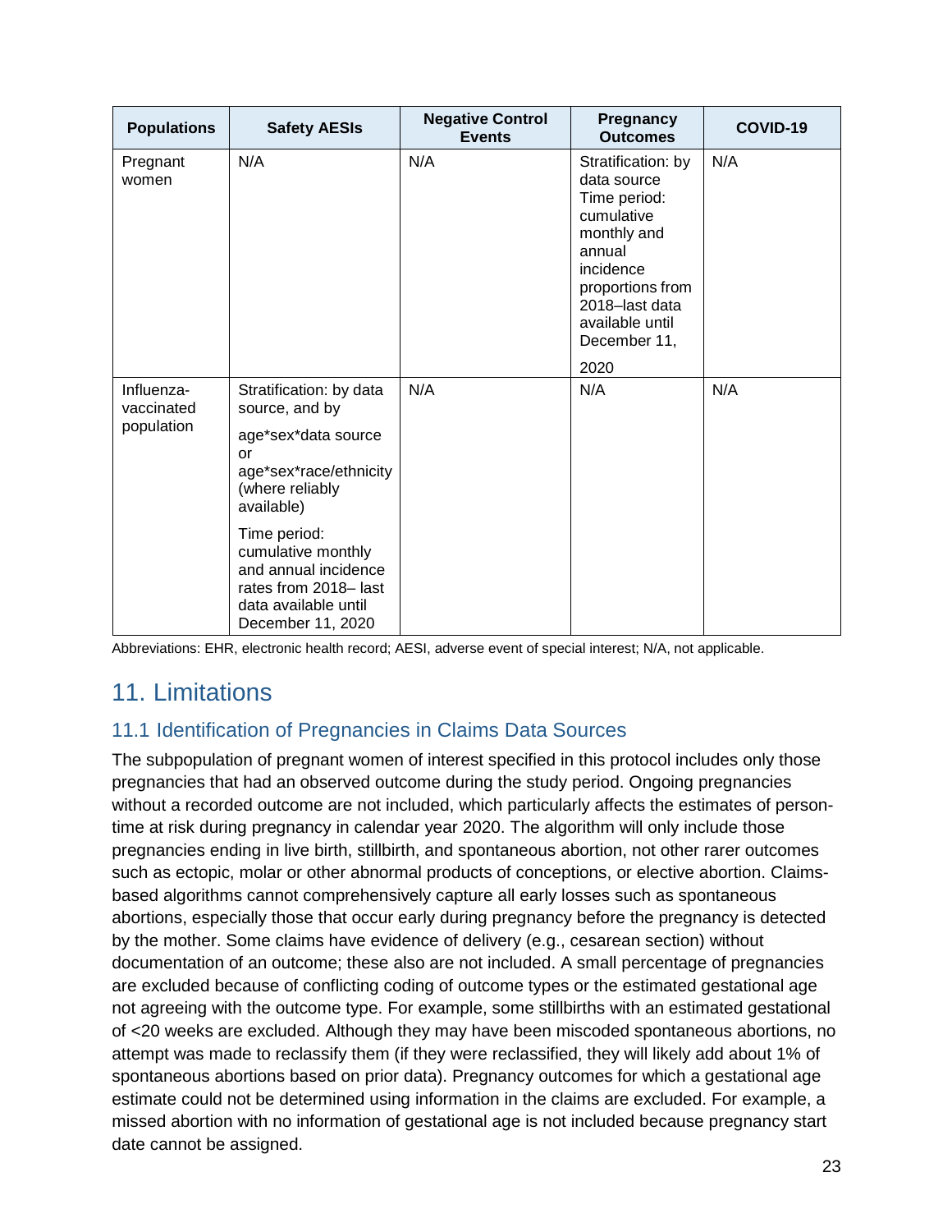| Populations | Safety AESIs | Negative Control Events | Pregnancy Outcomes | COVID-19 |
|---|---|---|---|---|
| Pregnant women | N/A | N/A | Stratification: by data source Time period: cumulative monthly and annual incidence proportions from 2018–last data available until December 11, 2020 | N/A |
| Influenza-vaccinated population | Stratification: by data source, and by age*sex*data source or age*sex*race/ethnicity (where reliably available) Time period: cumulative monthly and annual incidence rates from 2018– last data available until December 11, 2020 | N/A | N/A | N/A |

Abbreviations: EHR, electronic health record; AESI, adverse event of special interest; N/A, not applicable.

# 11. Limitations

## 11.1 Identification of Pregnancies in Claims Data Sources

The subpopulation of pregnant women of interest specified in this protocol includes only those pregnancies that had an observed outcome during the study period. Ongoing pregnancies without a recorded outcome are not included, which particularly affects the estimates of person-time at risk during pregnancy in calendar year 2020. The algorithm will only include those pregnancies ending in live birth, stillbirth, and spontaneous abortion, not other rarer outcomes such as ectopic, molar or other abnormal products of conceptions, or elective abortion. Claims-based algorithms cannot comprehensively capture all early losses such as spontaneous abortions, especially those that occur early during pregnancy before the pregnancy is detected by the mother. Some claims have evidence of delivery (e.g., cesarean section) without documentation of an outcome; these also are not included. A small percentage of pregnancies are excluded because of conflicting coding of outcome types or the estimated gestational age not agreeing with the outcome type. For example, some stillbirths with an estimated gestational of <20 weeks are excluded. Although they may have been miscoded spontaneous abortions, no attempt was made to reclassify them (if they were reclassified, they will likely add about 1% of spontaneous abortions based on prior data). Pregnancy outcomes for which a gestational age estimate could not be determined using information in the claims are excluded. For example, a missed abortion with no information of gestational age is not included because pregnancy start date cannot be assigned.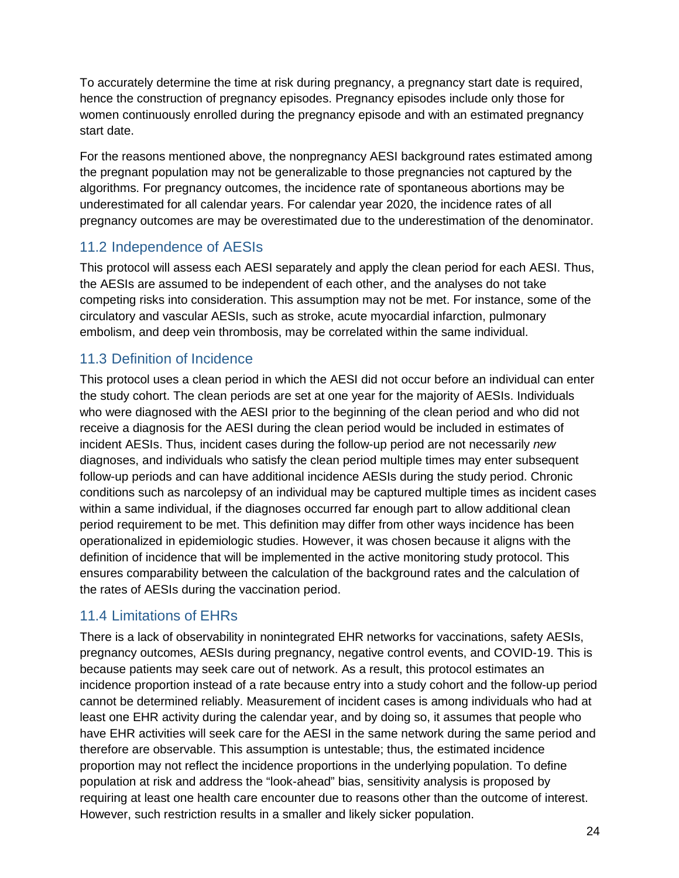To accurately determine the time at risk during pregnancy, a pregnancy start date is required, hence the construction of pregnancy episodes. Pregnancy episodes include only those for women continuously enrolled during the pregnancy episode and with an estimated pregnancy start date.

For the reasons mentioned above, the nonpregnancy AESI background rates estimated among the pregnant population may not be generalizable to those pregnancies not captured by the algorithms. For pregnancy outcomes, the incidence rate of spontaneous abortions may be underestimated for all calendar years. For calendar year 2020, the incidence rates of all pregnancy outcomes are may be overestimated due to the underestimation of the denominator.

## 11.2 Independence of AESIs

This protocol will assess each AESI separately and apply the clean period for each AESI. Thus, the AESIs are assumed to be independent of each other, and the analyses do not take competing risks into consideration. This assumption may not be met. For instance, some of the circulatory and vascular AESIs, such as stroke, acute myocardial infarction, pulmonary embolism, and deep vein thrombosis, may be correlated within the same individual.

## 11.3 Definition of Incidence

This protocol uses a clean period in which the AESI did not occur before an individual can enter the study cohort. The clean periods are set at one year for the majority of AESIs. Individuals who were diagnosed with the AESI prior to the beginning of the clean period and who did not receive a diagnosis for the AESI during the clean period would be included in estimates of incident AESIs. Thus, incident cases during the follow-up period are not necessarily *new* diagnoses, and individuals who satisfy the clean period multiple times may enter subsequent follow-up periods and can have additional incidence AESIs during the study period. Chronic conditions such as narcolepsy of an individual may be captured multiple times as incident cases within a same individual, if the diagnoses occurred far enough part to allow additional clean period requirement to be met. This definition may differ from other ways incidence has been operationalized in epidemiologic studies. However, it was chosen because it aligns with the definition of incidence that will be implemented in the active monitoring study protocol. This ensures comparability between the calculation of the background rates and the calculation of the rates of AESIs during the vaccination period.

## 11.4 Limitations of EHRs

There is a lack of observability in nonintegrated EHR networks for vaccinations, safety AESIs, pregnancy outcomes, AESIs during pregnancy, negative control events, and COVID-19. This is because patients may seek care out of network. As a result, this protocol estimates an incidence proportion instead of a rate because entry into a study cohort and the follow-up period cannot be determined reliably. Measurement of incident cases is among individuals who had at least one EHR activity during the calendar year, and by doing so, it assumes that people who have EHR activities will seek care for the AESI in the same network during the same period and therefore are observable. This assumption is untestable; thus, the estimated incidence proportion may not reflect the incidence proportions in the underlying population. To define population at risk and address the "look-ahead" bias, sensitivity analysis is proposed by requiring at least one health care encounter due to reasons other than the outcome of interest. However, such restriction results in a smaller and likely sicker population.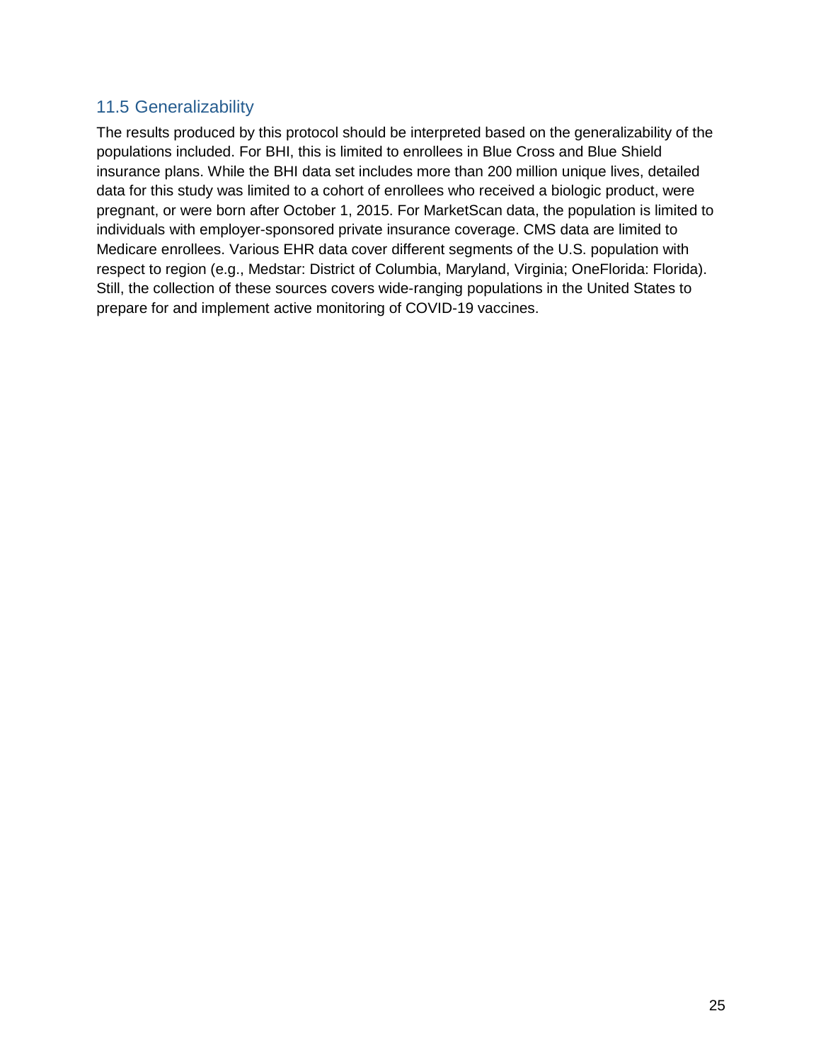## 11.5 Generalizability

The results produced by this protocol should be interpreted based on the generalizability of the populations included. For BHI, this is limited to enrollees in Blue Cross and Blue Shield insurance plans. While the BHI data set includes more than 200 million unique lives, detailed data for this study was limited to a cohort of enrollees who received a biologic product, were pregnant, or were born after October 1, 2015. For MarketScan data, the population is limited to individuals with employer-sponsored private insurance coverage. CMS data are limited to Medicare enrollees. Various EHR data cover different segments of the U.S. population with respect to region (e.g., Medstar: District of Columbia, Maryland, Virginia; OneFlorida: Florida). Still, the collection of these sources covers wide-ranging populations in the United States to prepare for and implement active monitoring of COVID-19 vaccines.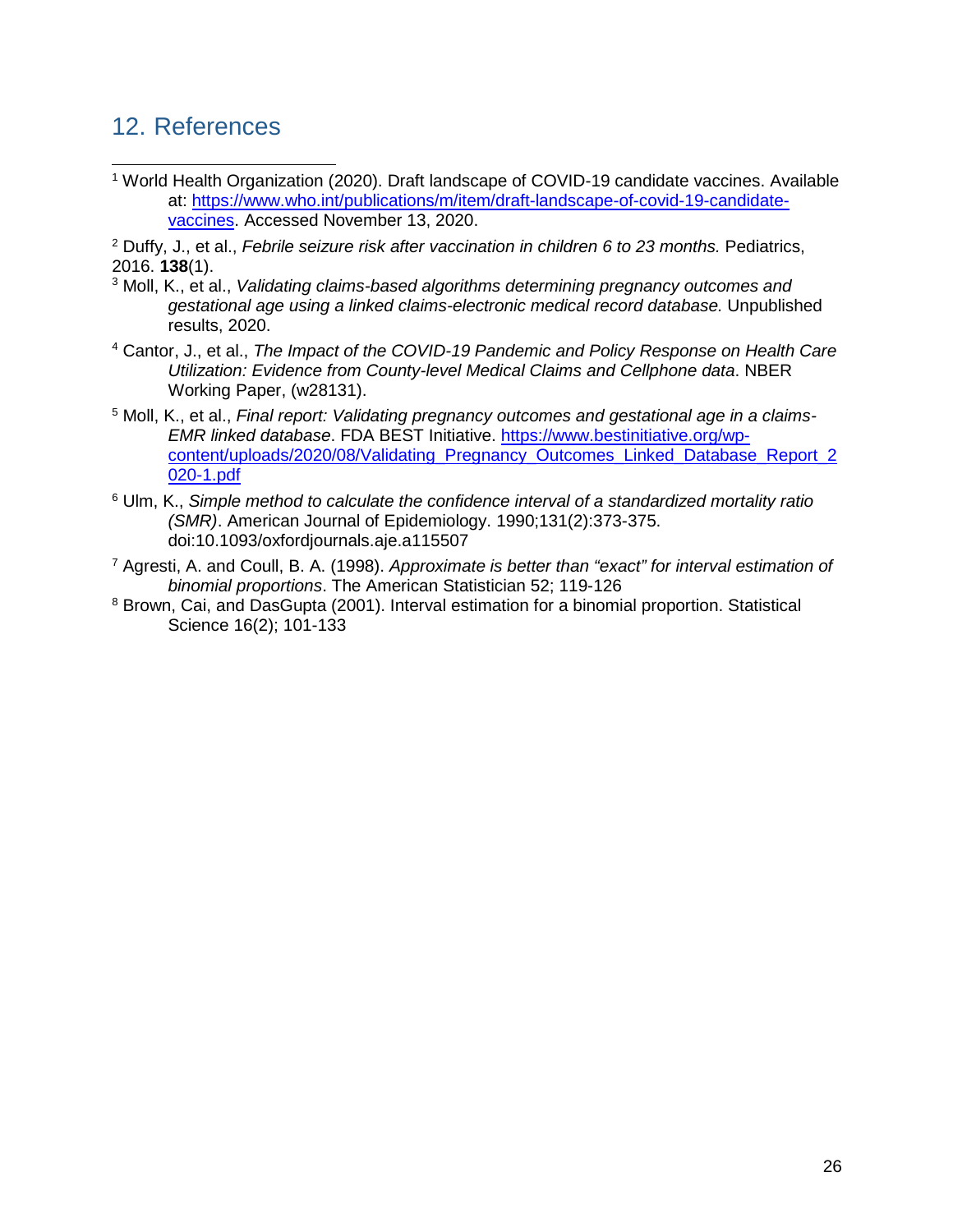## 12. References

[1] World Health Organization (2020). Draft landscape of COVID-19 candidate vaccines. Available at: https://www.who.int/publications/m/item/draft-landscape-of-covid-19-candidate-vaccines. Accessed November 13, 2020.

[2] Duffy, J., et al., *Febrile seizure risk after vaccination in children 6 to 23 months.* Pediatrics, 2016. **138**(1).

[3] Moll, K., et al., *Validating claims-based algorithms determining pregnancy outcomes and gestational age using a linked claims-electronic medical record database.* Unpublished results, 2020.

[4] Cantor, J., et al., *The Impact of the COVID-19 Pandemic and Policy Response on Health Care Utilization: Evidence from County-level Medical Claims and Cellphone data*. NBER Working Paper, (w28131).

[5] Moll, K., et al., *Final report: Validating pregnancy outcomes and gestational age in a claims-EMR linked database*. FDA BEST Initiative. https://www.bestinitiative.org/wp-content/uploads/2020/08/Validating_Pregnancy_Outcomes_Linked_Database_Report_2020-1.pdf

[6] Ulm, K., *Simple method to calculate the confidence interval of a standardized mortality ratio (SMR)*. American Journal of Epidemiology. 1990;131(2):373-375. doi:10.1093/oxfordjournals.aje.a115507

[7] Agresti, A. and Coull, B. A. (1998). *Approximate is better than "exact" for interval estimation of binomial proportions*. The American Statistician 52; 119-126

[8] Brown, Cai, and DasGupta (2001). Interval estimation for a binomial proportion. Statistical Science 16(2); 101-133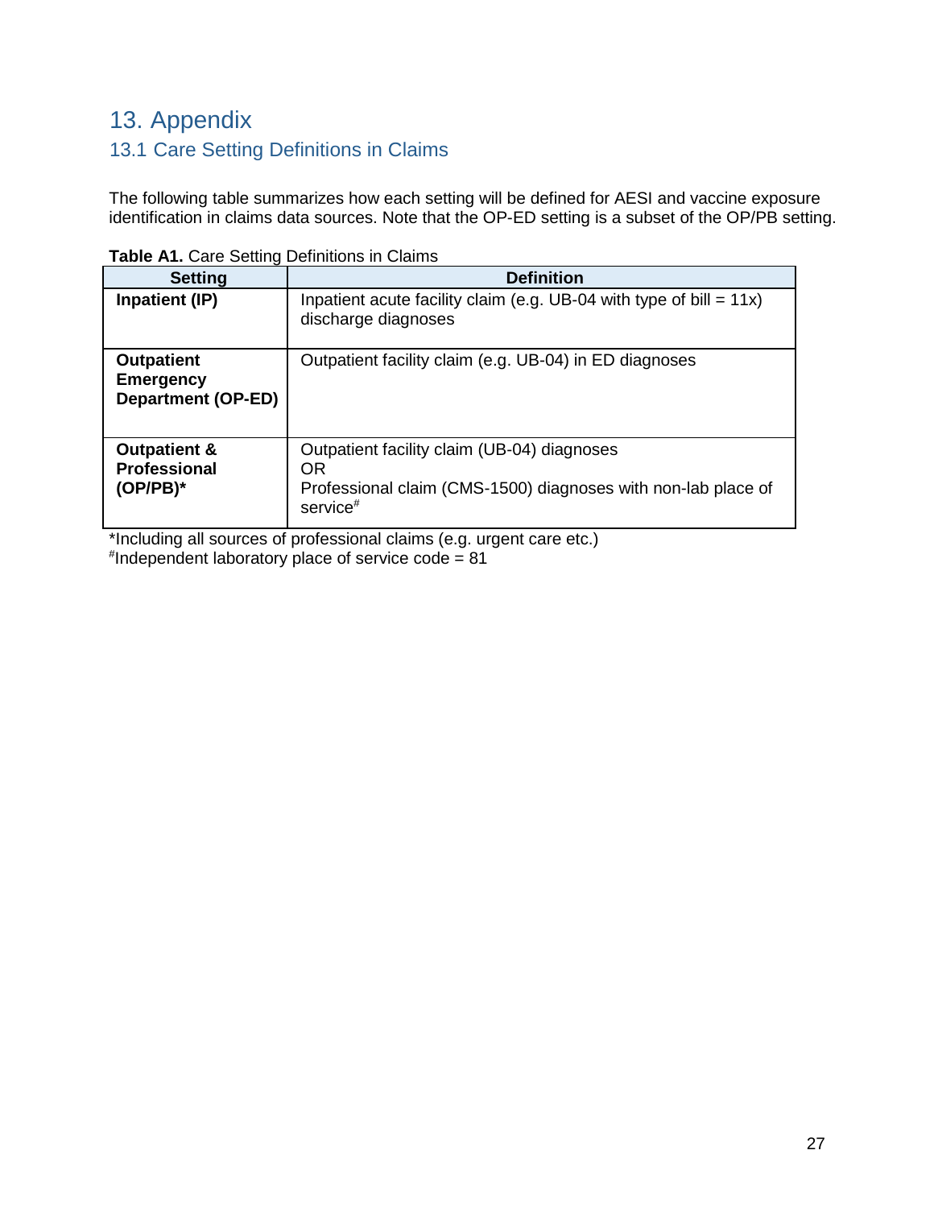# 13. Appendix

## 13.1 Care Setting Definitions in Claims

The following table summarizes how each setting will be defined for AESI and vaccine exposure identification in claims data sources. Note that the OP-ED setting is a subset of the OP/PB setting.

**Table A1.** Care Setting Definitions in Claims

| Setting | Definition |
|---|---|
| **Inpatient (IP)** | Inpatient acute facility claim (e.g. UB-04 with type of bill = 11x) discharge diagnoses |
| **Outpatient Emergency Department (OP-ED)** | Outpatient facility claim (e.g. UB-04) in ED diagnoses |
| **Outpatient & Professional (OP/PB)*** | Outpatient facility claim (UB-04) diagnoses<br>OR<br>Professional claim (CMS-1500) diagnoses with non-lab place of service[#] |

*Including all sources of professional claims (e.g. urgent care etc.)

[#]Independent laboratory place of service code = 81